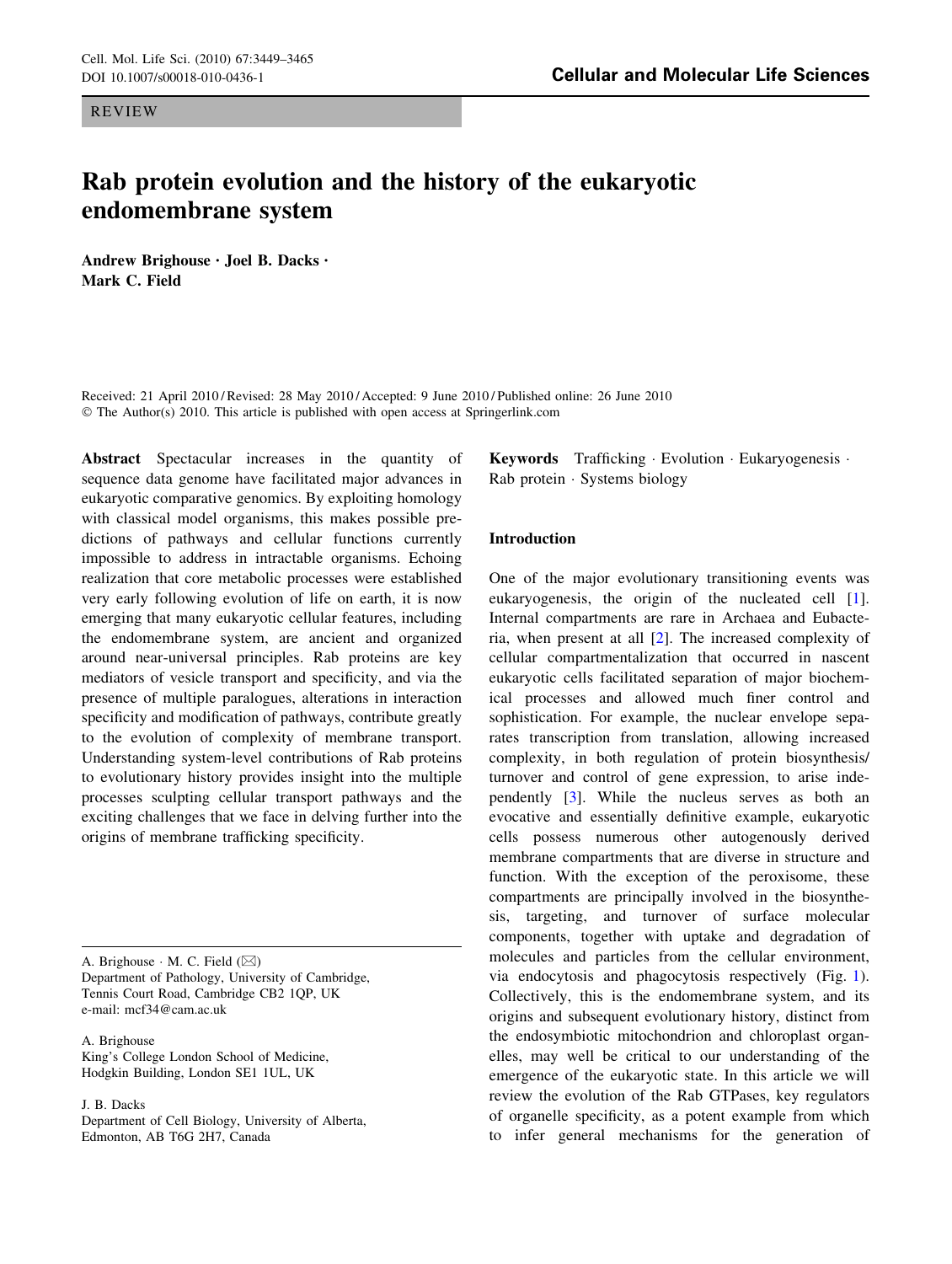REVIEW

# Rab protein evolution and the history of the eukaryotic endomembrane system

**Andrew Brighouse · Joel B. Dacks · Mark C. Field**

Received: 21 April 2010 / Revised: 28 May 2010 / Accepted: 9 June 2010 / Published online: 26 June 2010
© The Author(s) 2010. This article is published with open access at Springerlink.com

**Abstract** Spectacular increases in the quantity of sequence data genome have facilitated major advances in eukaryotic comparative genomics. By exploiting homology with classical model organisms, this makes possible predictions of pathways and cellular functions currently impossible to address in intractable organisms. Echoing realization that core metabolic processes were established very early following evolution of life on earth, it is now emerging that many eukaryotic cellular features, including the endomembrane system, are ancient and organized around near-universal principles. Rab proteins are key mediators of vesicle transport and specificity, and via the presence of multiple paralogues, alterations in interaction specificity and modification of pathways, contribute greatly to the evolution of complexity of membrane transport. Understanding system-level contributions of Rab proteins to evolutionary history provides insight into the multiple processes sculpting cellular transport pathways and the exciting challenges that we face in delving further into the origins of membrane trafficking specificity.

**Keywords** Trafficking · Evolution · Eukaryogenesis · Rab protein · Systems biology

A. Brighouse · M. C. Field (✉)
Department of Pathology, University of Cambridge, Tennis Court Road, Cambridge CB2 1QP, UK
e-mail: mcf34@cam.ac.uk

A. Brighouse
King's College London School of Medicine, Hodgkin Building, London SE1 1UL, UK

J. B. Dacks
Department of Cell Biology, University of Alberta, Edmonton, AB T6G 2H7, Canada

## Introduction

One of the major evolutionary transitioning events was eukaryogenesis, the origin of the nucleated cell [1]. Internal compartments are rare in Archaea and Eubacteria, when present at all [2]. The increased complexity of cellular compartmentalization that occurred in nascent eukaryotic cells facilitated separation of major biochemical processes and allowed much finer control and sophistication. For example, the nuclear envelope separates transcription from translation, allowing increased complexity, in both regulation of protein biosynthesis/turnover and control of gene expression, to arise independently [3]. While the nucleus serves as both an evocative and essentially definitive example, eukaryotic cells possess numerous other autogenously derived membrane compartments that are diverse in structure and function. With the exception of the peroxisome, these compartments are principally involved in the biosynthesis, targeting, and turnover of surface molecular components, together with uptake and degradation of molecules and particles from the cellular environment, via endocytosis and phagocytosis respectively (Fig. 1). Collectively, this is the endomembrane system, and its origins and subsequent evolutionary history, distinct from the endosymbiotic mitochondrion and chloroplast organelles, may well be critical to our understanding of the emergence of the eukaryotic state. In this article we will review the evolution of the Rab GTPases, key regulators of organelle specificity, as a potent example from which to infer general mechanisms for the generation of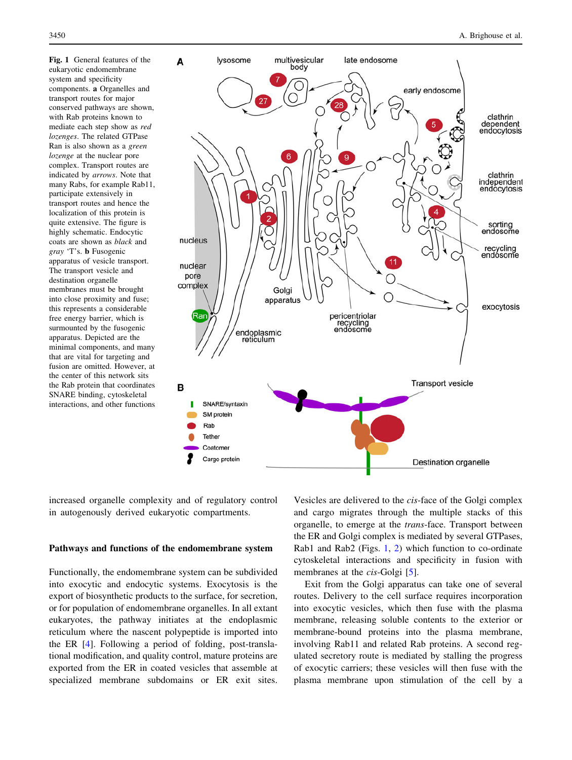**Fig. 1** General features of the eukaryotic endomembrane system and specificity components. **a** Organelles and transport routes for major conserved pathways are shown, with Rab proteins known to mediate each step show as *red lozenges*. The related GTPase Ran is also shown as a *green lozenge* at the nuclear pore complex. Transport routes are indicated by *arrows*. Note that many Rabs, for example Rab11, participate extensively in transport routes and hence the localization of this protein is quite extensive. The figure is highly schematic. Endocytic coats are shown as *black* and *gray* 'T's. **b** Fusogenic apparatus of vesicle transport. The transport vesicle and destination organelle membranes must be brought into close proximity and fuse; this represents a considerable free energy barrier, which is surmounted by the fusogenic apparatus. Depicted are the minimal components, and many that are vital for targeting and fusion are omitted. However, at the center of this network sits the Rab protein that coordinates SNARE binding, cytoskeletal interactions, and other functions

increased organelle complexity and of regulatory control in autogenously derived eukaryotic compartments.

## Pathways and functions of the endomembrane system

Functionally, the endomembrane system can be subdivided into exocytic and endocytic systems. Exocytosis is the export of biosynthetic products to the surface, for secretion, or for population of endomembrane organelles. In all extant eukaryotes, the pathway initiates at the endoplasmic reticulum where the nascent polypeptide is imported into the ER [4]. Following a period of folding, post-translational modification, and quality control, mature proteins are exported from the ER in coated vesicles that assemble at specialized membrane subdomains or ER exit sites. Vesicles are delivered to the *cis*-face of the Golgi complex and cargo migrates through the multiple stacks of this organelle, to emerge at the *trans*-face. Transport between the ER and Golgi complex is mediated by several GTPases, Rab1 and Rab2 (Figs. 1, 2) which function to co-ordinate cytoskeletal interactions and specificity in fusion with membranes at the *cis*-Golgi [5].

Exit from the Golgi apparatus can take one of several routes. Delivery to the cell surface requires incorporation into exocytic vesicles, which then fuse with the plasma membrane, releasing soluble contents to the exterior or membrane-bound proteins into the plasma membrane, involving Rab11 and related Rab proteins. A second regulated secretory route is mediated by stalling the progress of exocytic carriers; these vesicles will then fuse with the plasma membrane upon stimulation of the cell by a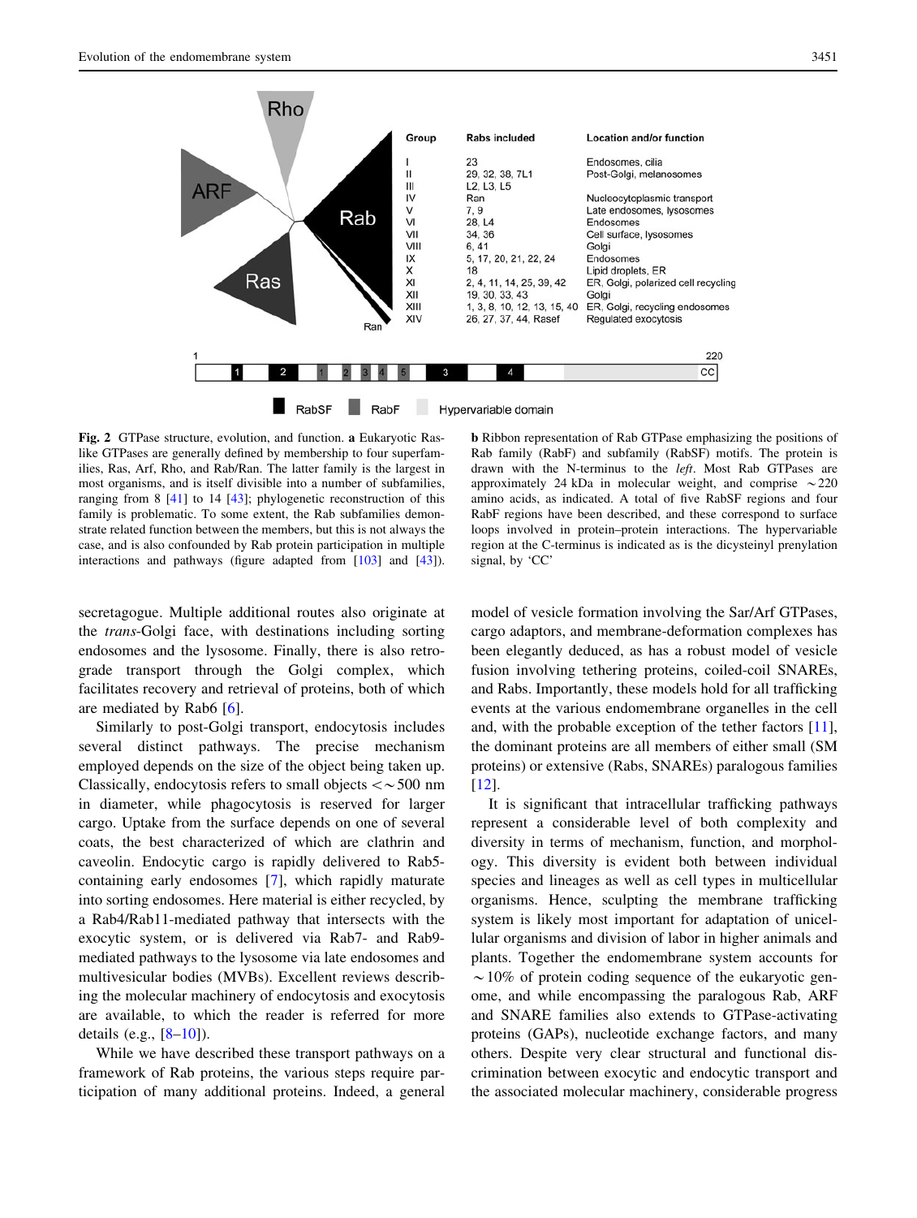| Group | Rabs included | Location and/or function |
| --- | --- | --- |
| I | 23 | Endosomes, cilia |
| II | 29, 32, 38, 7L1 | Post-Golgi, melanosomes |
| III | L2, L3, L5 | |
| IV | Ran | Nucleocytoplasmic transport |
| V | 7, 9 | Late endosomes, lysosomes |
| VI | 28, L4 | Endosomes |
| VII | 34, 36 | Cell surface, lysosomes |
| VIII | 6, 41 | Golgi |
| IX | 5, 17, 20, 21, 22, 24 | Endosomes |
| X | 18 | Lipid droplets, ER |
| XI | 2, 4, 11, 14, 25, 39, 42 | ER, Golgi, polarized cell recycling |
| XII | 19, 30, 33, 43 | Golgi |
| XIII | 1, 3, 8, 10, 12, 13, 15, 40 | ER, Golgi, recycling endosomes |
| XIV | 26, 27, 37, 44, Rasef | Regulated exocytosis |

**Fig. 2** GTPase structure, evolution, and function. **a** Eukaryotic Ras-like GTPases are generally defined by membership to four superfamilies, Ras, Arf, Rho, and Rab/Ran. The latter family is the largest in most organisms, and is itself divisible into a number of subfamilies, ranging from 8 [41] to 14 [43]; phylogenetic reconstruction of this family is problematic. To some extent, the Rab subfamilies demonstrate related function between the members, but this is not always the case, and is also confounded by Rab protein participation in multiple interactions and pathways (figure adapted from [103] and [43]). **b** Ribbon representation of Rab GTPase emphasizing the positions of Rab family (RabF) and subfamily (RabSF) motifs. The protein is drawn with the N-terminus to the *left*. Most Rab GTPases are approximately 24 kDa in molecular weight, and comprise ∼220 amino acids, as indicated. A total of five RabSF regions and four RabF regions have been described, and these correspond to surface loops involved in protein–protein interactions. The hypervariable region at the C-terminus is indicated as is the dicysteinyl prenylation signal, by 'CC'

secretagogue. Multiple additional routes also originate at the *trans*-Golgi face, with destinations including sorting endosomes and the lysosome. Finally, there is also retrograde transport through the Golgi complex, which facilitates recovery and retrieval of proteins, both of which are mediated by Rab6 [6].

Similarly to post-Golgi transport, endocytosis includes several distinct pathways. The precise mechanism employed depends on the size of the object being taken up. Classically, endocytosis refers to small objects <∼500 nm in diameter, while phagocytosis is reserved for larger cargo. Uptake from the surface depends on one of several coats, the best characterized of which are clathrin and caveolin. Endocytic cargo is rapidly delivered to Rab5-containing early endosomes [7], which rapidly maturate into sorting endosomes. Here material is either recycled, by a Rab4/Rab11-mediated pathway that intersects with the exocytic system, or is delivered via Rab7- and Rab9-mediated pathways to the lysosome via late endosomes and multivesicular bodies (MVBs). Excellent reviews describing the molecular machinery of endocytosis and exocytosis are available, to which the reader is referred for more details (e.g., [8–10]).

While we have described these transport pathways on a framework of Rab proteins, the various steps require participation of many additional proteins. Indeed, a general model of vesicle formation involving the Sar/Arf GTPases, cargo adaptors, and membrane-deformation complexes has been elegantly deduced, as has a robust model of vesicle fusion involving tethering proteins, coiled-coil SNAREs, and Rabs. Importantly, these models hold for all trafficking events at the various endomembrane organelles in the cell and, with the probable exception of the tether factors [11], the dominant proteins are all members of either small (SM proteins) or extensive (Rabs, SNAREs) paralogous families [12].

It is significant that intracellular trafficking pathways represent a considerable level of both complexity and diversity in terms of mechanism, function, and morphology. This diversity is evident both between individual species and lineages as well as cell types in multicellular organisms. Hence, sculpting the membrane trafficking system is likely most important for adaptation of unicellular organisms and division of labor in higher animals and plants. Together the endomembrane system accounts for ∼10% of protein coding sequence of the eukaryotic genome, and while encompassing the paralogous Rab, ARF and SNARE families also extends to GTPase-activating proteins (GAPs), nucleotide exchange factors, and many others. Despite very clear structural and functional discrimination between exocytic and endocytic transport and the associated molecular machinery, considerable progress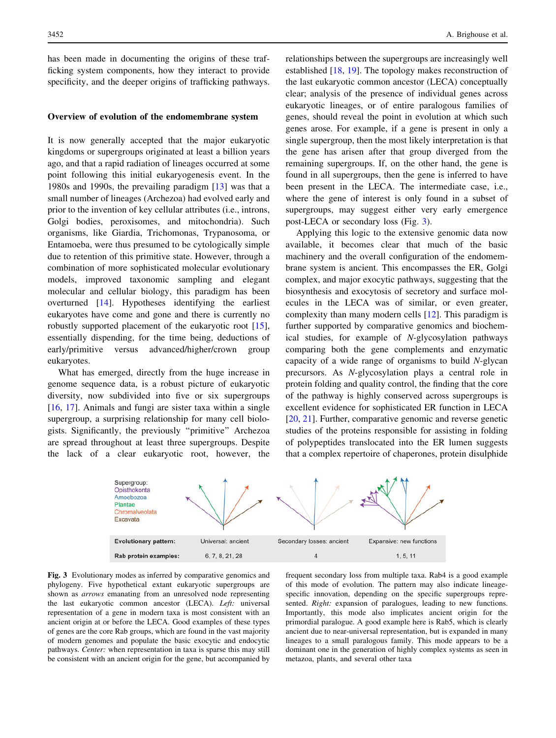has been made in documenting the origins of these trafficking system components, how they interact to provide specificity, and the deeper origins of trafficking pathways.

## Overview of evolution of the endomembrane system

It is now generally accepted that the major eukaryotic kingdoms or supergroups originated at least a billion years ago, and that a rapid radiation of lineages occurred at some point following this initial eukaryogenesis event. In the 1980s and 1990s, the prevailing paradigm [13] was that a small number of lineages (Archezoa) had evolved early and prior to the invention of key cellular attributes (i.e., introns, Golgi bodies, peroxisomes, and mitochondria). Such organisms, like Giardia, Trichomonas, Trypanosoma, or Entamoeba, were thus presumed to be cytologically simple due to retention of this primitive state. However, through a combination of more sophisticated molecular evolutionary models, improved taxonomic sampling and elegant molecular and cellular biology, this paradigm has been overturned [14]. Hypotheses identifying the earliest eukaryotes have come and gone and there is currently no robustly supported placement of the eukaryotic root [15], essentially dispending, for the time being, deductions of early/primitive versus advanced/higher/crown group eukaryotes.

What has emerged, directly from the huge increase in genome sequence data, is a robust picture of eukaryotic diversity, now subdivided into five or six supergroups [16, 17]. Animals and fungi are sister taxa within a single supergroup, a surprising relationship for many cell biologists. Significantly, the previously "primitive" Archezoa are spread throughout at least three supergroups. Despite the lack of a clear eukaryotic root, however, the relationships between the supergroups are increasingly well established [18, 19]. The topology makes reconstruction of the last eukaryotic common ancestor (LECA) conceptually clear; analysis of the presence of individual genes across eukaryotic lineages, or of entire paralogous families of genes, should reveal the point in evolution at which such genes arose. For example, if a gene is present in only a single supergroup, then the most likely interpretation is that the gene has arisen after that group diverged from the remaining supergroups. If, on the other hand, the gene is found in all supergroups, then the gene is inferred to have been present in the LECA. The intermediate case, i.e., where the gene of interest is only found in a subset of supergroups, may suggest either very early emergence post-LECA or secondary loss (Fig. 3).

Applying this logic to the extensive genomic data now available, it becomes clear that much of the basic machinery and the overall configuration of the endomembrane system is ancient. This encompasses the ER, Golgi complex, and major exocytic pathways, suggesting that the biosynthesis and exocytosis of secretory and surface molecules in the LECA was of similar, or even greater, complexity than many modern cells [12]. This paradigm is further supported by comparative genomics and biochemical studies, for example of *N*-glycosylation pathways comparing both the gene complements and enzymatic capacity of a wide range of organisms to build *N*-glycan precursors. As *N*-glycosylation plays a central role in protein folding and quality control, the finding that the core of the pathway is highly conserved across supergroups is excellent evidence for sophisticated ER function in LECA [20, 21]. Further, comparative genomic and reverse genetic studies of the proteins responsible for assisting in folding of polypeptides translocated into the ER lumen suggests that a complex repertoire of chaperones, protein disulphide

| Supergroup: Opisthokonta, Amoebozoa, Plantae, Chromalveolata, Excavata | | | |
|---|---|---|---|
| **Evolutionary pattern:** | Universal: ancient | Secondary losses: ancient | Expansive: new functions |
| **Rab protein examples:** | 6, 7, 8, 21, 28 | 4 | 1, 5, 11 |

**Fig. 3** Evolutionary modes as inferred by comparative genomics and phylogeny. Five hypothetical extant eukaryotic supergroups are shown as *arrows* emanating from an unresolved node representing the last eukaryotic common ancestor (LECA). *Left:* universal representation of a gene in modern taxa is most consistent with an ancient origin at or before the LECA. Good examples of these types of genes are the core Rab groups, which are found in the vast majority of modern genomes and populate the basic exocytic and endocytic pathways. *Center:* when representation in taxa is sparse this may still be consistent with an ancient origin for the gene, but accompanied by frequent secondary loss from multiple taxa. Rab4 is a good example of this mode of evolution. The pattern may also indicate lineage-specific innovation, depending on the specific supergroups represented. *Right:* expansion of paralogues, leading to new functions. Importantly, this mode also implicates ancient origin for the primordial paralogue. A good example here is Rab5, which is clearly ancient due to near-universal representation, but is expanded in many lineages to a small paralogous family. This mode appears to be a dominant one in the generation of highly complex systems as seen in metazoa, plants, and several other taxa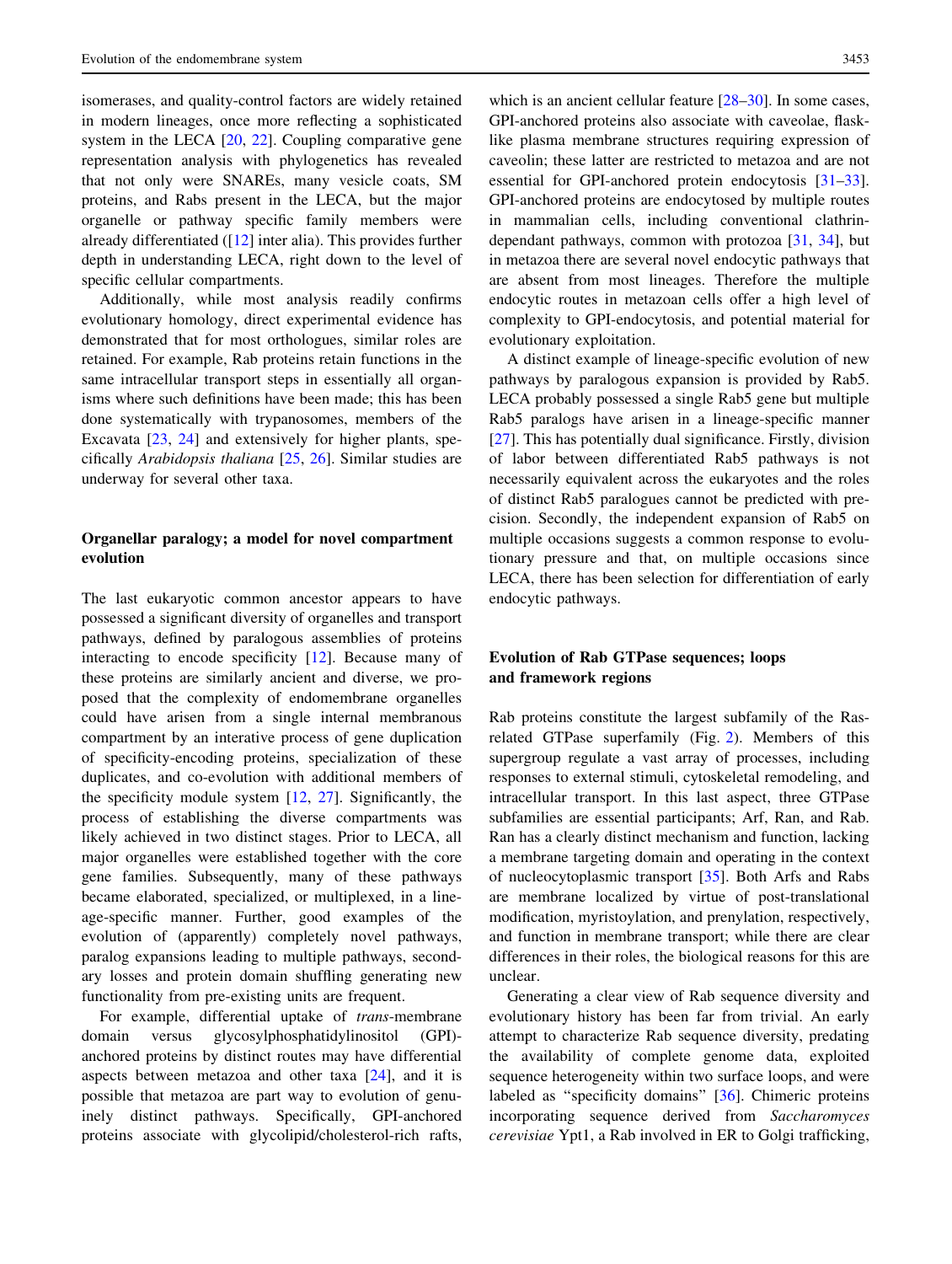isomerases, and quality-control factors are widely retained in modern lineages, once more reflecting a sophisticated system in the LECA [20, 22]. Coupling comparative gene representation analysis with phylogenetics has revealed that not only were SNAREs, many vesicle coats, SM proteins, and Rabs present in the LECA, but the major organelle or pathway specific family members were already differentiated ([12] inter alia). This provides further depth in understanding LECA, right down to the level of specific cellular compartments.

Additionally, while most analysis readily confirms evolutionary homology, direct experimental evidence has demonstrated that for most orthologues, similar roles are retained. For example, Rab proteins retain functions in the same intracellular transport steps in essentially all organisms where such definitions have been made; this has been done systematically with trypanosomes, members of the Excavata [23, 24] and extensively for higher plants, specifically *Arabidopsis thaliana* [25, 26]. Similar studies are underway for several other taxa.

## Organellar paralogy; a model for novel compartment evolution

The last eukaryotic common ancestor appears to have possessed a significant diversity of organelles and transport pathways, defined by paralogous assemblies of proteins interacting to encode specificity [12]. Because many of these proteins are similarly ancient and diverse, we proposed that the complexity of endomembrane organelles could have arisen from a single internal membranous compartment by an interative process of gene duplication of specificity-encoding proteins, specialization of these duplicates, and co-evolution with additional members of the specificity module system [12, 27]. Significantly, the process of establishing the diverse compartments was likely achieved in two distinct stages. Prior to LECA, all major organelles were established together with the core gene families. Subsequently, many of these pathways became elaborated, specialized, or multiplexed, in a lineage-specific manner. Further, good examples of the evolution of (apparently) completely novel pathways, paralog expansions leading to multiple pathways, secondary losses and protein domain shuffling generating new functionality from pre-existing units are frequent.

For example, differential uptake of *trans*-membrane domain versus glycosylphosphatidylinositol (GPI)-anchored proteins by distinct routes may have differential aspects between metazoa and other taxa [24], and it is possible that metazoa are part way to evolution of genuinely distinct pathways. Specifically, GPI-anchored proteins associate with glycolipid/cholesterol-rich rafts, which is an ancient cellular feature [28–30]. In some cases, GPI-anchored proteins also associate with caveolae, flask-like plasma membrane structures requiring expression of caveolin; these latter are restricted to metazoa and are not essential for GPI-anchored protein endocytosis [31–33]. GPI-anchored proteins are endocytosed by multiple routes in mammalian cells, including conventional clathrin-dependant pathways, common with protozoa [31, 34], but in metazoa there are several novel endocytic pathways that are absent from most lineages. Therefore the multiple endocytic routes in metazoan cells offer a high level of complexity to GPI-endocytosis, and potential material for evolutionary exploitation.

A distinct example of lineage-specific evolution of new pathways by paralogous expansion is provided by Rab5. LECA probably possessed a single Rab5 gene but multiple Rab5 paralogs have arisen in a lineage-specific manner [27]. This has potentially dual significance. Firstly, division of labor between differentiated Rab5 pathways is not necessarily equivalent across the eukaryotes and the roles of distinct Rab5 paralogues cannot be predicted with precision. Secondly, the independent expansion of Rab5 on multiple occasions suggests a common response to evolutionary pressure and that, on multiple occasions since LECA, there has been selection for differentiation of early endocytic pathways.

## Evolution of Rab GTPase sequences; loops and framework regions

Rab proteins constitute the largest subfamily of the Ras-related GTPase superfamily (Fig. 2). Members of this supergroup regulate a vast array of processes, including responses to external stimuli, cytoskeletal remodeling, and intracellular transport. In this last aspect, three GTPase subfamilies are essential participants; Arf, Ran, and Rab. Ran has a clearly distinct mechanism and function, lacking a membrane targeting domain and operating in the context of nucleocytoplasmic transport [35]. Both Arfs and Rabs are membrane localized by virtue of post-translational modification, myristoylation, and prenylation, respectively, and function in membrane transport; while there are clear differences in their roles, the biological reasons for this are unclear.

Generating a clear view of Rab sequence diversity and evolutionary history has been far from trivial. An early attempt to characterize Rab sequence diversity, predating the availability of complete genome data, exploited sequence heterogeneity within two surface loops, and were labeled as "specificity domains" [36]. Chimeric proteins incorporating sequence derived from *Saccharomyces cerevisiae* Ypt1, a Rab involved in ER to Golgi trafficking,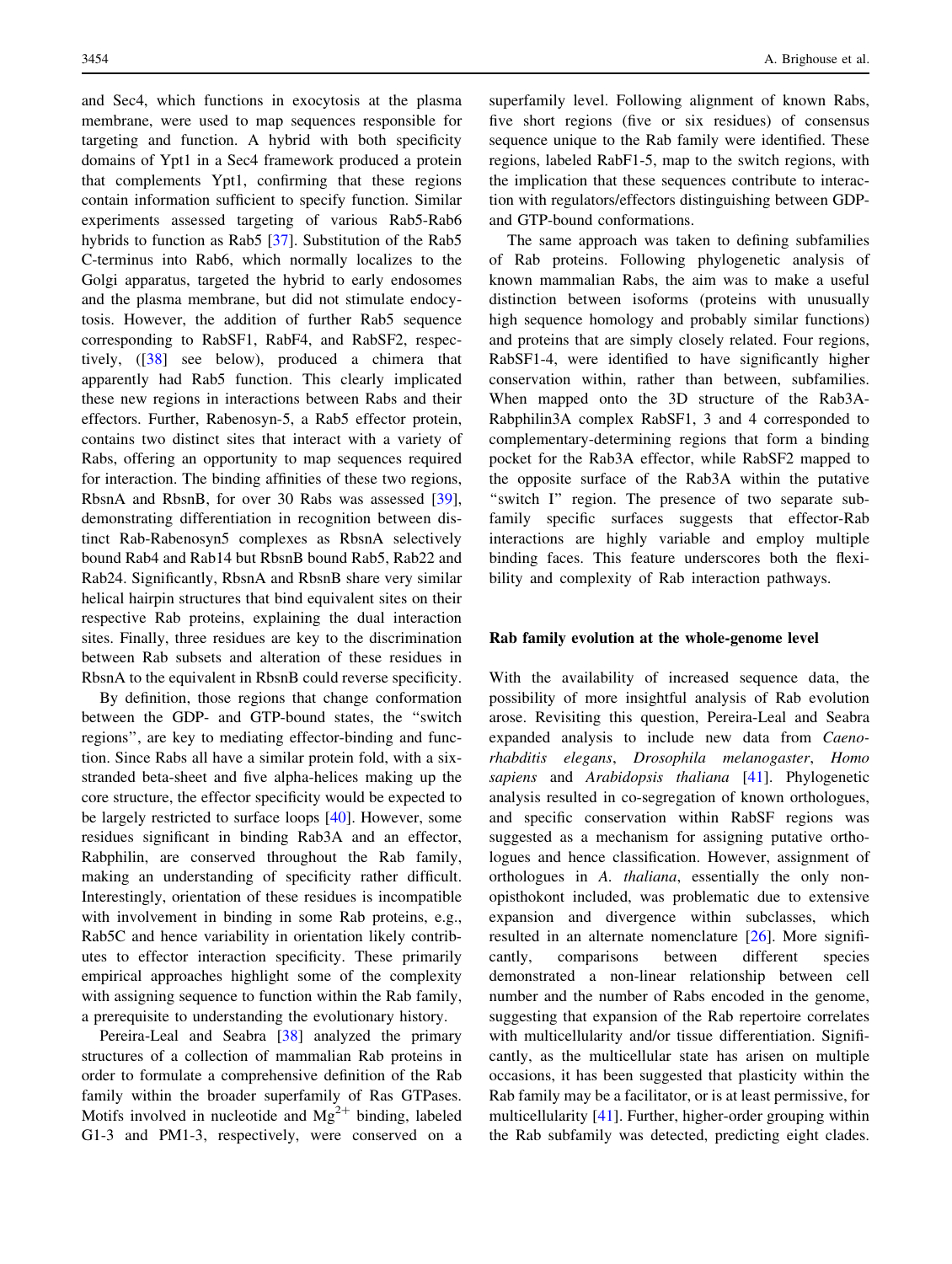and Sec4, which functions in exocytosis at the plasma membrane, were used to map sequences responsible for targeting and function. A hybrid with both specificity domains of Ypt1 in a Sec4 framework produced a protein that complements Ypt1, confirming that these regions contain information sufficient to specify function. Similar experiments assessed targeting of various Rab5-Rab6 hybrids to function as Rab5 [37]. Substitution of the Rab5 C-terminus into Rab6, which normally localizes to the Golgi apparatus, targeted the hybrid to early endosomes and the plasma membrane, but did not stimulate endocytosis. However, the addition of further Rab5 sequence corresponding to RabSF1, RabF4, and RabSF2, respectively, ([38] see below), produced a chimera that apparently had Rab5 function. This clearly implicated these new regions in interactions between Rabs and their effectors. Further, Rabenosyn-5, a Rab5 effector protein, contains two distinct sites that interact with a variety of Rabs, offering an opportunity to map sequences required for interaction. The binding affinities of these two regions, RbsnA and RbsnB, for over 30 Rabs was assessed [39], demonstrating differentiation in recognition between distinct Rab-Rabenosyn5 complexes as RbsnA selectively bound Rab4 and Rab14 but RbsnB bound Rab5, Rab22 and Rab24. Significantly, RbsnA and RbsnB share very similar helical hairpin structures that bind equivalent sites on their respective Rab proteins, explaining the dual interaction sites. Finally, three residues are key to the discrimination between Rab subsets and alteration of these residues in RbsnA to the equivalent in RbsnB could reverse specificity.

By definition, those regions that change conformation between the GDP- and GTP-bound states, the "switch regions", are key to mediating effector-binding and function. Since Rabs all have a similar protein fold, with a six-stranded beta-sheet and five alpha-helices making up the core structure, the effector specificity would be expected to be largely restricted to surface loops [40]. However, some residues significant in binding Rab3A and an effector, Rabphilin, are conserved throughout the Rab family, making an understanding of specificity rather difficult. Interestingly, orientation of these residues is incompatible with involvement in binding in some Rab proteins, e.g., Rab5C and hence variability in orientation likely contributes to effector interaction specificity. These primarily empirical approaches highlight some of the complexity with assigning sequence to function within the Rab family, a prerequisite to understanding the evolutionary history.

Pereira-Leal and Seabra [38] analyzed the primary structures of a collection of mammalian Rab proteins in order to formulate a comprehensive definition of the Rab family within the broader superfamily of Ras GTPases. Motifs involved in nucleotide and $Mg^{2+}$ binding, labeled G1-3 and PM1-3, respectively, were conserved on a superfamily level. Following alignment of known Rabs, five short regions (five or six residues) of consensus sequence unique to the Rab family were identified. These regions, labeled RabF1-5, map to the switch regions, with the implication that these sequences contribute to interaction with regulators/effectors distinguishing between GDP- and GTP-bound conformations.

The same approach was taken to defining subfamilies of Rab proteins. Following phylogenetic analysis of known mammalian Rabs, the aim was to make a useful distinction between isoforms (proteins with unusually high sequence homology and probably similar functions) and proteins that are simply closely related. Four regions, RabSF1-4, were identified to have significantly higher conservation within, rather than between, subfamilies. When mapped onto the 3D structure of the Rab3A-Rabphilin3A complex RabSF1, 3 and 4 corresponded to complementary-determining regions that form a binding pocket for the Rab3A effector, while RabSF2 mapped to the opposite surface of the Rab3A within the putative "switch I" region. The presence of two separate subfamily specific surfaces suggests that effector-Rab interactions are highly variable and employ multiple binding faces. This feature underscores both the flexibility and complexity of Rab interaction pathways.

## Rab family evolution at the whole-genome level

With the availability of increased sequence data, the possibility of more insightful analysis of Rab evolution arose. Revisiting this question, Pereira-Leal and Seabra expanded analysis to include new data from *Caenorhabditis elegans*, *Drosophila melanogaster*, *Homo sapiens* and *Arabidopsis thaliana* [41]. Phylogenetic analysis resulted in co-segregation of known orthologues, and specific conservation within RabSF regions was suggested as a mechanism for assigning putative orthologues and hence classification. However, assignment of orthologues in *A. thaliana*, essentially the only non-opisthokont included, was problematic due to extensive expansion and divergence within subclasses, which resulted in an alternate nomenclature [26]. More significantly, comparisons between different species demonstrated a non-linear relationship between cell number and the number of Rabs encoded in the genome, suggesting that expansion of the Rab repertoire correlates with multicellularity and/or tissue differentiation. Significantly, as the multicellular state has arisen on multiple occasions, it has been suggested that plasticity within the Rab family may be a facilitator, or is at least permissive, for multicellularity [41]. Further, higher-order grouping within the Rab subfamily was detected, predicting eight clades.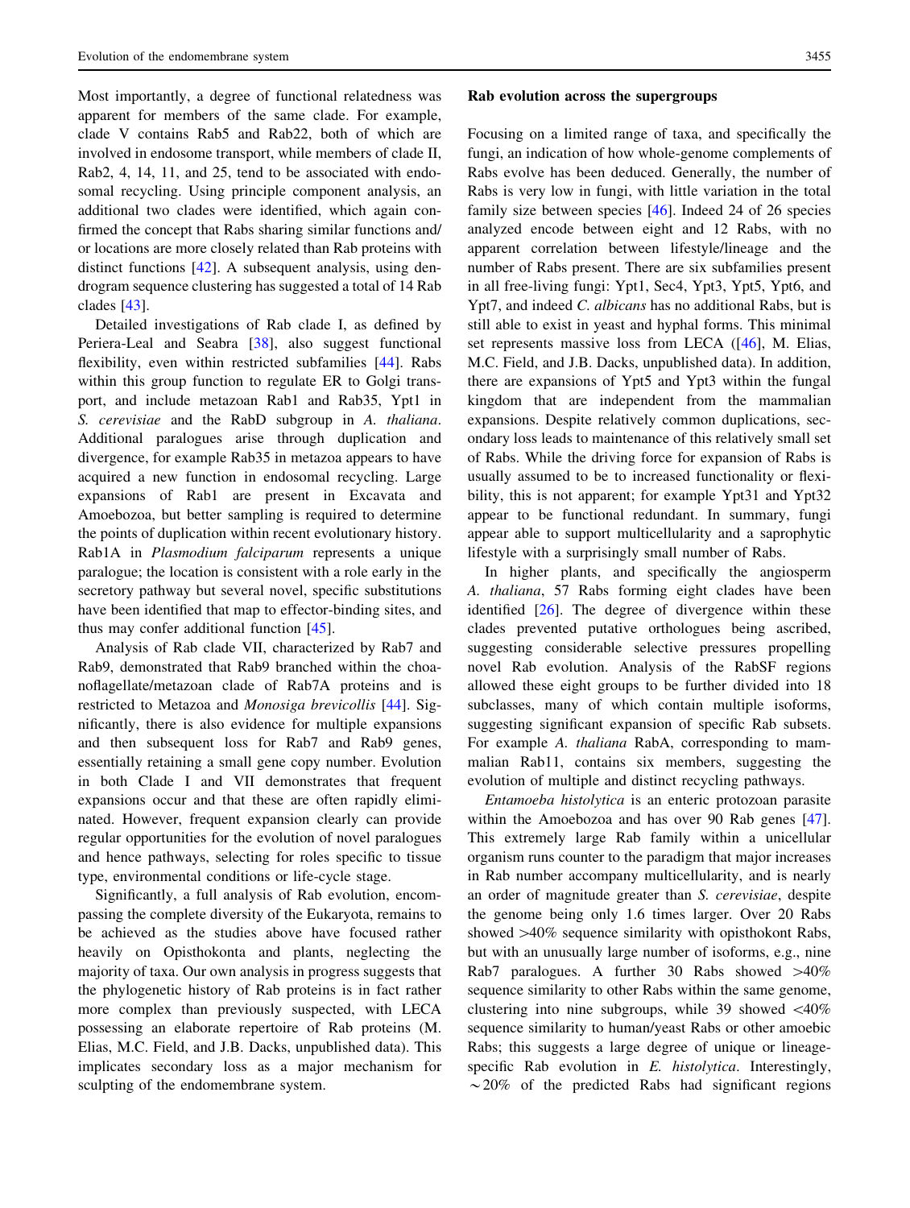Most importantly, a degree of functional relatedness was apparent for members of the same clade. For example, clade V contains Rab5 and Rab22, both of which are involved in endosome transport, while members of clade II, Rab2, 4, 14, 11, and 25, tend to be associated with endosomal recycling. Using principle component analysis, an additional two clades were identified, which again confirmed the concept that Rabs sharing similar functions and/or locations are more closely related than Rab proteins with distinct functions [42]. A subsequent analysis, using dendrogram sequence clustering has suggested a total of 14 Rab clades [43].

Detailed investigations of Rab clade I, as defined by Periera-Leal and Seabra [38], also suggest functional flexibility, even within restricted subfamilies [44]. Rabs within this group function to regulate ER to Golgi transport, and include metazoan Rab1 and Rab35, Ypt1 in *S. cerevisiae* and the RabD subgroup in *A. thaliana*. Additional paralogues arise through duplication and divergence, for example Rab35 in metazoa appears to have acquired a new function in endosomal recycling. Large expansions of Rab1 are present in Excavata and Amoebozoa, but better sampling is required to determine the points of duplication within recent evolutionary history. Rab1A in *Plasmodium falciparum* represents a unique paralogue; the location is consistent with a role early in the secretory pathway but several novel, specific substitutions have been identified that map to effector-binding sites, and thus may confer additional function [45].

Analysis of Rab clade VII, characterized by Rab7 and Rab9, demonstrated that Rab9 branched within the choanoflagellate/metazoan clade of Rab7A proteins and is restricted to Metazoa and *Monosiga brevicollis* [44]. Significantly, there is also evidence for multiple expansions and then subsequent loss for Rab7 and Rab9 genes, essentially retaining a small gene copy number. Evolution in both Clade I and VII demonstrates that frequent expansions occur and that these are often rapidly eliminated. However, frequent expansion clearly can provide regular opportunities for the evolution of novel paralogues and hence pathways, selecting for roles specific to tissue type, environmental conditions or life-cycle stage.

Significantly, a full analysis of Rab evolution, encompassing the complete diversity of the Eukaryota, remains to be achieved as the studies above have focused rather heavily on Opisthokonta and plants, neglecting the majority of taxa. Our own analysis in progress suggests that the phylogenetic history of Rab proteins is in fact rather more complex than previously suspected, with LECA possessing an elaborate repertoire of Rab proteins (M. Elias, M.C. Field, and J.B. Dacks, unpublished data). This implicates secondary loss as a major mechanism for sculpting of the endomembrane system.

## Rab evolution across the supergroups

Focusing on a limited range of taxa, and specifically the fungi, an indication of how whole-genome complements of Rabs evolve has been deduced. Generally, the number of Rabs is very low in fungi, with little variation in the total family size between species [46]. Indeed 24 of 26 species analyzed encode between eight and 12 Rabs, with no apparent correlation between lifestyle/lineage and the number of Rabs present. There are six subfamilies present in all free-living fungi: Ypt1, Sec4, Ypt3, Ypt5, Ypt6, and Ypt7, and indeed *C. albicans* has no additional Rabs, but is still able to exist in yeast and hyphal forms. This minimal set represents massive loss from LECA ([46], M. Elias, M.C. Field, and J.B. Dacks, unpublished data). In addition, there are expansions of Ypt5 and Ypt3 within the fungal kingdom that are independent from the mammalian expansions. Despite relatively common duplications, secondary loss leads to maintenance of this relatively small set of Rabs. While the driving force for expansion of Rabs is usually assumed to be to increased functionality or flexibility, this is not apparent; for example Ypt31 and Ypt32 appear to be functional redundant. In summary, fungi appear able to support multicellularity and a saprophytic lifestyle with a surprisingly small number of Rabs.

In higher plants, and specifically the angiosperm *A. thaliana*, 57 Rabs forming eight clades have been identified [26]. The degree of divergence within these clades prevented putative orthologues being ascribed, suggesting considerable selective pressures propelling novel Rab evolution. Analysis of the RabSF regions allowed these eight groups to be further divided into 18 subclasses, many of which contain multiple isoforms, suggesting significant expansion of specific Rab subsets. For example *A. thaliana* RabA, corresponding to mammalian Rab11, contains six members, suggesting the evolution of multiple and distinct recycling pathways.

*Entamoeba histolytica* is an enteric protozoan parasite within the Amoebozoa and has over 90 Rab genes [47]. This extremely large Rab family within a unicellular organism runs counter to the paradigm that major increases in Rab number accompany multicellularity, and is nearly an order of magnitude greater than *S. cerevisiae*, despite the genome being only 1.6 times larger. Over 20 Rabs showed >40% sequence similarity with opisthokont Rabs, but with an unusually large number of isoforms, e.g., nine Rab7 paralogues. A further 30 Rabs showed >40% sequence similarity to other Rabs within the same genome, clustering into nine subgroups, while 39 showed <40% sequence similarity to human/yeast Rabs or other amoebic Rabs; this suggests a large degree of unique or lineage-specific Rab evolution in *E. histolytica*. Interestingly, ~20% of the predicted Rabs had significant regions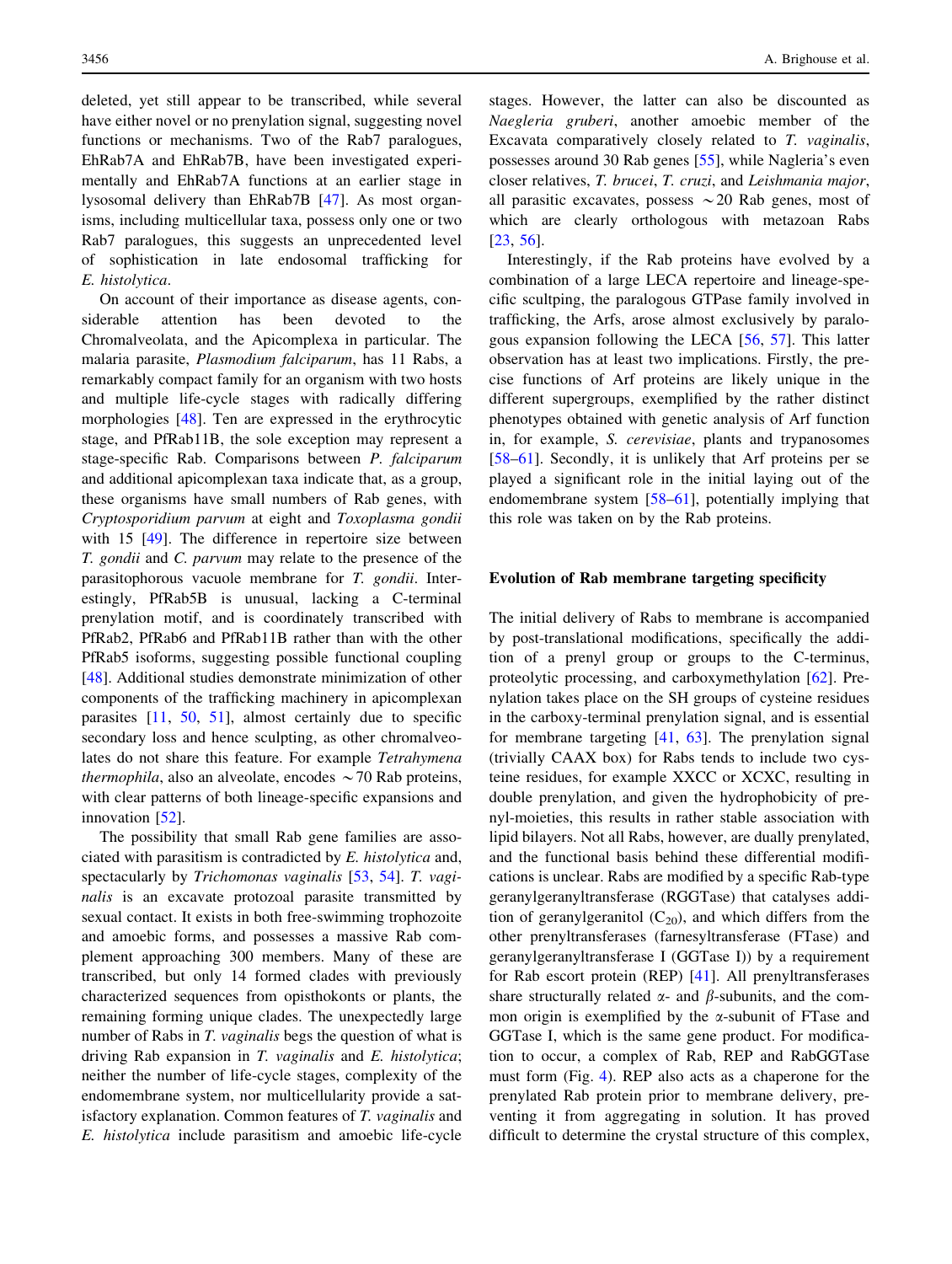deleted, yet still appear to be transcribed, while several have either novel or no prenylation signal, suggesting novel functions or mechanisms. Two of the Rab7 paralogues, EhRab7A and EhRab7B, have been investigated experimentally and EhRab7A functions at an earlier stage in lysosomal delivery than EhRab7B [47]. As most organisms, including multicellular taxa, possess only one or two Rab7 paralogues, this suggests an unprecedented level of sophistication in late endosomal trafficking for *E. histolytica*.

On account of their importance as disease agents, considerable attention has been devoted to the Chromalveolata, and the Apicomplexa in particular. The malaria parasite, *Plasmodium falciparum*, has 11 Rabs, a remarkably compact family for an organism with two hosts and multiple life-cycle stages with radically differing morphologies [48]. Ten are expressed in the erythrocytic stage, and PfRab11B, the sole exception may represent a stage-specific Rab. Comparisons between *P. falciparum* and additional apicomplexan taxa indicate that, as a group, these organisms have small numbers of Rab genes, with *Cryptosporidium parvum* at eight and *Toxoplasma gondii* with 15 [49]. The difference in repertoire size between *T. gondii* and *C. parvum* may relate to the presence of the parasitophorous vacuole membrane for *T. gondii*. Interestingly, PfRab5B is unusual, lacking a C-terminal prenylation motif, and is coordinately transcribed with PfRab2, PfRab6 and PfRab11B rather than with the other PfRab5 isoforms, suggesting possible functional coupling [48]. Additional studies demonstrate minimization of other components of the trafficking machinery in apicomplexan parasites [11, 50, 51], almost certainly due to specific secondary loss and hence sculpting, as other chromalveolates do not share this feature. For example *Tetrahymena thermophila*, also an alveolate, encodes ~70 Rab proteins, with clear patterns of both lineage-specific expansions and innovation [52].

The possibility that small Rab gene families are associated with parasitism is contradicted by *E. histolytica* and, spectacularly by *Trichomonas vaginalis* [53, 54]. *T. vaginalis* is an excavate protozoal parasite transmitted by sexual contact. It exists in both free-swimming trophozoite and amoebic forms, and possesses a massive Rab complement approaching 300 members. Many of these are transcribed, but only 14 formed clades with previously characterized sequences from opisthokonts or plants, the remaining forming unique clades. The unexpectedly large number of Rabs in *T. vaginalis* begs the question of what is driving Rab expansion in *T. vaginalis* and *E. histolytica*; neither the number of life-cycle stages, complexity of the endomembrane system, nor multicellularity provide a satisfactory explanation. Common features of *T. vaginalis* and *E. histolytica* include parasitism and amoebic life-cycle stages. However, the latter can also be discounted as *Naegleria gruberi*, another amoebic member of the Excavata comparatively closely related to *T. vaginalis*, possesses around 30 Rab genes [55], while Nagleria's even closer relatives, *T. brucei*, *T. cruzi*, and *Leishmania major*, all parasitic excavates, possess ~20 Rab genes, most of which are clearly orthologous with metazoan Rabs [23, 56].

Interestingly, if the Rab proteins have evolved by a combination of a large LECA repertoire and lineage-specific sculpting, the paralogous GTPase family involved in trafficking, the Arfs, arose almost exclusively by paralogous expansion following the LECA [56, 57]. This latter observation has at least two implications. Firstly, the precise functions of Arf proteins are likely unique in the different supergroups, exemplified by the rather distinct phenotypes obtained with genetic analysis of Arf function in, for example, *S. cerevisiae*, plants and trypanosomes [58–61]. Secondly, it is unlikely that Arf proteins per se played a significant role in the initial laying out of the endomembrane system [58–61], potentially implying that this role was taken on by the Rab proteins.

## Evolution of Rab membrane targeting specificity

The initial delivery of Rabs to membrane is accompanied by post-translational modifications, specifically the addition of a prenyl group or groups to the C-terminus, proteolytic processing, and carboxymethylation [62]. Prenylation takes place on the SH groups of cysteine residues in the carboxy-terminal prenylation signal, and is essential for membrane targeting [41, 63]. The prenylation signal (trivially CAAX box) for Rabs tends to include two cysteine residues, for example XXCC or XCXC, resulting in double prenylation, and given the hydrophobicity of prenyl-moieties, this results in rather stable association with lipid bilayers. Not all Rabs, however, are dually prenylated, and the functional basis behind these differential modifications is unclear. Rabs are modified by a specific Rab-type geranylgeranyltransferase (RGGTase) that catalyses addition of geranylgeranitol ($C_{20}$), and which differs from the other prenyltransferases (farnesyltransferase (FTase) and geranylgeranyltransferase I (GGTase I)) by a requirement for Rab escort protein (REP) [41]. All prenyltransferases share structurally related $\alpha$- and $\beta$-subunits, and the common origin is exemplified by the $\alpha$-subunit of FTase and GGTase I, which is the same gene product. For modification to occur, a complex of Rab, REP and RabGGTase must form (Fig. 4). REP also acts as a chaperone for the prenylated Rab protein prior to membrane delivery, preventing it from aggregating in solution. It has proved difficult to determine the crystal structure of this complex,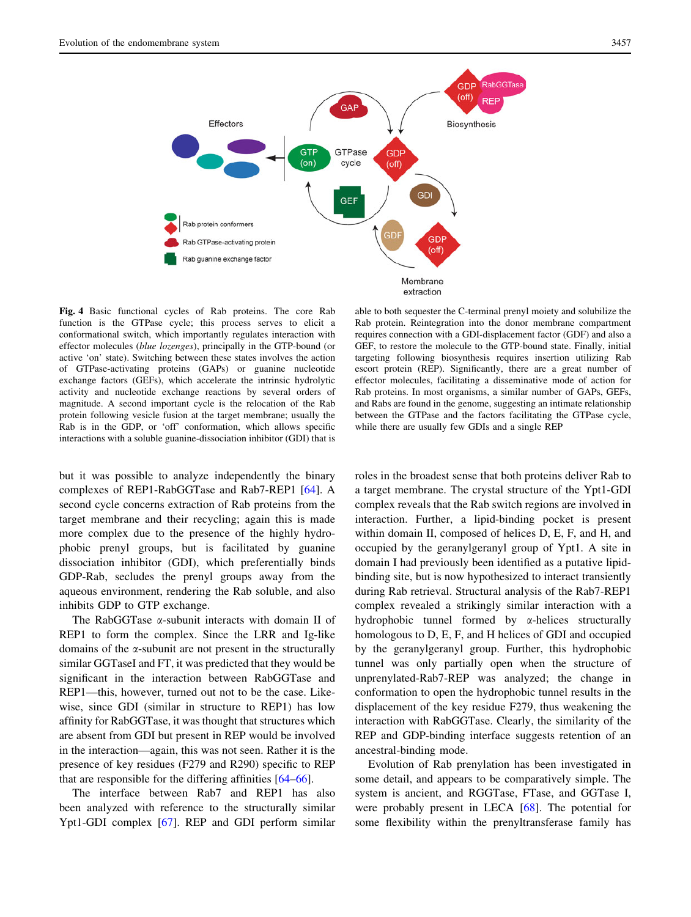**Fig. 4** Basic functional cycles of Rab proteins. The core Rab function is the GTPase cycle; this process serves to elicit a conformational switch, which importantly regulates interaction with effector molecules (*blue lozenges*), principally in the GTP-bound (or active 'on' state). Switching between these states involves the action of GTPase-activating proteins (GAPs) or guanine nucleotide exchange factors (GEFs), which accelerate the intrinsic hydrolytic activity and nucleotide exchange reactions by several orders of magnitude. A second important cycle is the relocation of the Rab protein following vesicle fusion at the target membrane; usually the Rab is in the GDP, or 'off' conformation, which allows specific interactions with a soluble guanine-dissociation inhibitor (GDI) that is able to both sequester the C-terminal prenyl moiety and solubilize the Rab protein. Reintegration into the donor membrane compartment requires connection with a GDI-displacement factor (GDF) and also a GEF, to restore the molecule to the GTP-bound state. Finally, initial targeting following biosynthesis requires insertion utilizing Rab escort protein (REP). Significantly, there are a great number of effector molecules, facilitating a disseminative mode of action for Rab proteins. In most organisms, a similar number of GAPs, GEFs, and Rabs are found in the genome, suggesting an intimate relationship between the GTPase and the factors facilitating the GTPase cycle, while there are usually few GDIs and a single REP

but it was possible to analyze independently the binary complexes of REP1-RabGGTase and Rab7-REP1 [64]. A second cycle concerns extraction of Rab proteins from the target membrane and their recycling; again this is made more complex due to the presence of the highly hydrophobic prenyl groups, but is facilitated by guanine dissociation inhibitor (GDI), which preferentially binds GDP-Rab, secludes the prenyl groups away from the aqueous environment, rendering the Rab soluble, and also inhibits GDP to GTP exchange.

The RabGGTase α-subunit interacts with domain II of REP1 to form the complex. Since the LRR and Ig-like domains of the α-subunit are not present in the structurally similar GGTaseI and FT, it was predicted that they would be significant in the interaction between RabGGTase and REP1—this, however, turned out not to be the case. Likewise, since GDI (similar in structure to REP1) has low affinity for RabGGTase, it was thought that structures which are absent from GDI but present in REP would be involved in the interaction—again, this was not seen. Rather it is the presence of key residues (F279 and R290) specific to REP that are responsible for the differing affinities [64–66].

The interface between Rab7 and REP1 has also been analyzed with reference to the structurally similar Ypt1-GDI complex [67]. REP and GDI perform similar roles in the broadest sense that both proteins deliver Rab to a target membrane. The crystal structure of the Ypt1-GDI complex reveals that the Rab switch regions are involved in interaction. Further, a lipid-binding pocket is present within domain II, composed of helices D, E, F, and H, and occupied by the geranylgeranyl group of Ypt1. A site in domain I had previously been identified as a putative lipid-binding site, but is now hypothesized to interact transiently during Rab retrieval. Structural analysis of the Rab7-REP1 complex revealed a strikingly similar interaction with a hydrophobic tunnel formed by α-helices structurally homologous to D, E, F, and H helices of GDI and occupied by the geranylgeranyl group. Further, this hydrophobic tunnel was only partially open when the structure of unprenylated-Rab7-REP was analyzed; the change in conformation to open the hydrophobic tunnel results in the displacement of the key residue F279, thus weakening the interaction with RabGGTase. Clearly, the similarity of the REP and GDP-binding interface suggests retention of an ancestral-binding mode.

Evolution of Rab prenylation has been investigated in some detail, and appears to be comparatively simple. The system is ancient, and RGGTase, FTase, and GGTase I, were probably present in LECA [68]. The potential for some flexibility within the prenyltransferase family has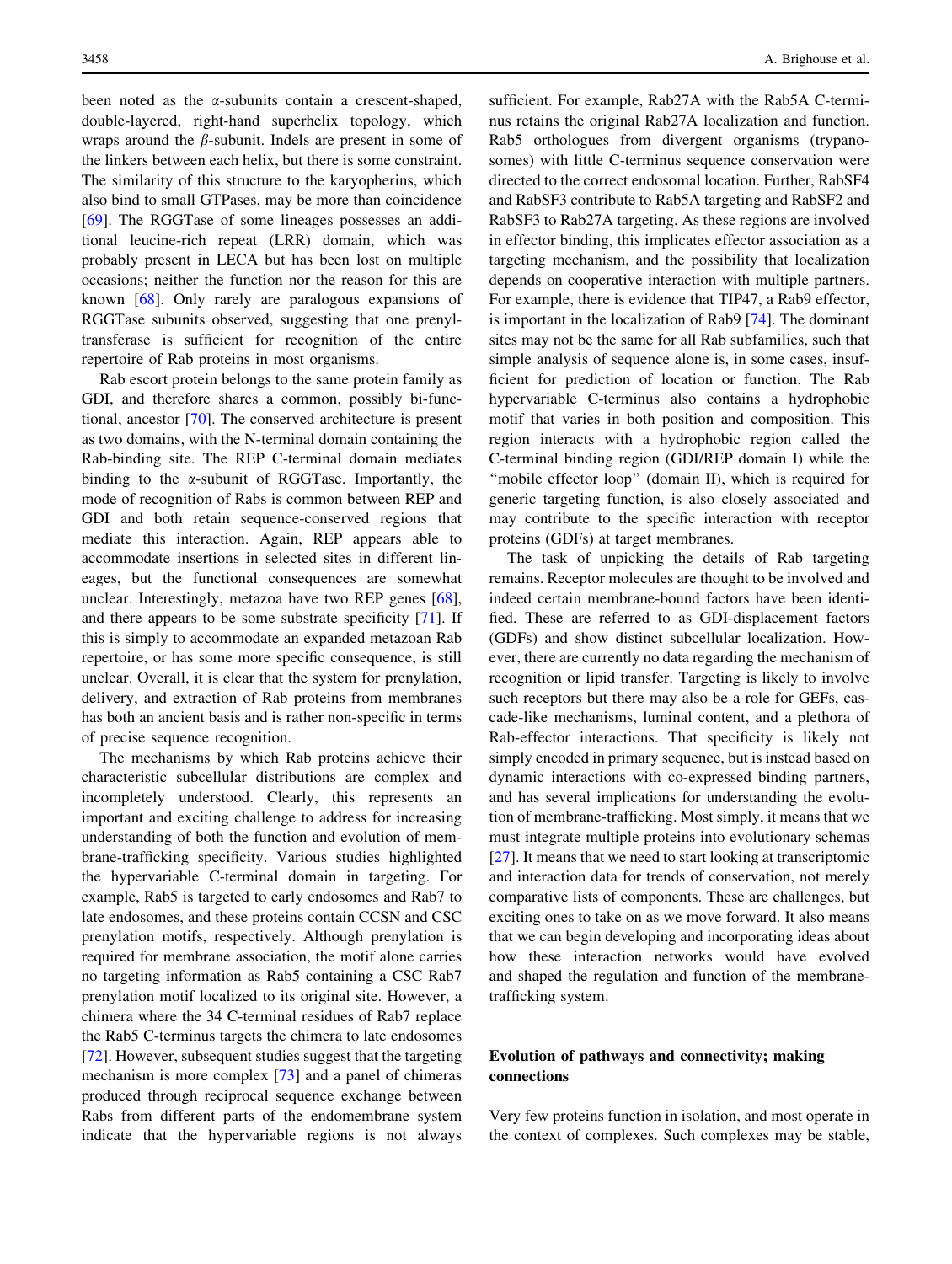been noted as the α-subunits contain a crescent-shaped, double-layered, right-hand superhelix topology, which wraps around the β-subunit. Indels are present in some of the linkers between each helix, but there is some constraint. The similarity of this structure to the karyopherins, which also bind to small GTPases, may be more than coincidence [69]. The RGGTase of some lineages possesses an additional leucine-rich repeat (LRR) domain, which was probably present in LECA but has been lost on multiple occasions; neither the function nor the reason for this are known [68]. Only rarely are paralogous expansions of RGGTase subunits observed, suggesting that one prenyltransferase is sufficient for recognition of the entire repertoire of Rab proteins in most organisms.

Rab escort protein belongs to the same protein family as GDI, and therefore shares a common, possibly bi-functional, ancestor [70]. The conserved architecture is present as two domains, with the N-terminal domain containing the Rab-binding site. The REP C-terminal domain mediates binding to the α-subunit of RGGTase. Importantly, the mode of recognition of Rabs is common between REP and GDI and both retain sequence-conserved regions that mediate this interaction. Again, REP appears able to accommodate insertions in selected sites in different lineages, but the functional consequences are somewhat unclear. Interestingly, metazoa have two REP genes [68], and there appears to be some substrate specificity [71]. If this is simply to accommodate an expanded metazoan Rab repertoire, or has some more specific consequence, is still unclear. Overall, it is clear that the system for prenylation, delivery, and extraction of Rab proteins from membranes has both an ancient basis and is rather non-specific in terms of precise sequence recognition.

The mechanisms by which Rab proteins achieve their characteristic subcellular distributions are complex and incompletely understood. Clearly, this represents an important and exciting challenge to address for increasing understanding of both the function and evolution of membrane-trafficking specificity. Various studies highlighted the hypervariable C-terminal domain in targeting. For example, Rab5 is targeted to early endosomes and Rab7 to late endosomes, and these proteins contain CCSN and CSC prenylation motifs, respectively. Although prenylation is required for membrane association, the motif alone carries no targeting information as Rab5 containing a CSC Rab7 prenylation motif localized to its original site. However, a chimera where the 34 C-terminal residues of Rab7 replace the Rab5 C-terminus targets the chimera to late endosomes [72]. However, subsequent studies suggest that the targeting mechanism is more complex [73] and a panel of chimeras produced through reciprocal sequence exchange between Rabs from different parts of the endomembrane system indicate that the hypervariable regions is not always sufficient. For example, Rab27A with the Rab5A C-terminus retains the original Rab27A localization and function. Rab5 orthologues from divergent organisms (trypanosomes) with little C-terminus sequence conservation were directed to the correct endosomal location. Further, RabSF4 and RabSF3 contribute to Rab5A targeting and RabSF2 and RabSF3 to Rab27A targeting. As these regions are involved in effector binding, this implicates effector association as a targeting mechanism, and the possibility that localization depends on cooperative interaction with multiple partners. For example, there is evidence that TIP47, a Rab9 effector, is important in the localization of Rab9 [74]. The dominant sites may not be the same for all Rab subfamilies, such that simple analysis of sequence alone is, in some cases, insufficient for prediction of location or function. The Rab hypervariable C-terminus also contains a hydrophobic motif that varies in both position and composition. This region interacts with a hydrophobic region called the C-terminal binding region (GDI/REP domain I) while the "mobile effector loop" (domain II), which is required for generic targeting function, is also closely associated and may contribute to the specific interaction with receptor proteins (GDFs) at target membranes.

The task of unpicking the details of Rab targeting remains. Receptor molecules are thought to be involved and indeed certain membrane-bound factors have been identified. These are referred to as GDI-displacement factors (GDFs) and show distinct subcellular localization. However, there are currently no data regarding the mechanism of recognition or lipid transfer. Targeting is likely to involve such receptors but there may also be a role for GEFs, cascade-like mechanisms, luminal content, and a plethora of Rab-effector interactions. That specificity is likely not simply encoded in primary sequence, but is instead based on dynamic interactions with co-expressed binding partners, and has several implications for understanding the evolution of membrane-trafficking. Most simply, it means that we must integrate multiple proteins into evolutionary schemas [27]. It means that we need to start looking at transcriptomic and interaction data for trends of conservation, not merely comparative lists of components. These are challenges, but exciting ones to take on as we move forward. It also means that we can begin developing and incorporating ideas about how these interaction networks would have evolved and shaped the regulation and function of the membrane-trafficking system.

## Evolution of pathways and connectivity; making connections

Very few proteins function in isolation, and most operate in the context of complexes. Such complexes may be stable,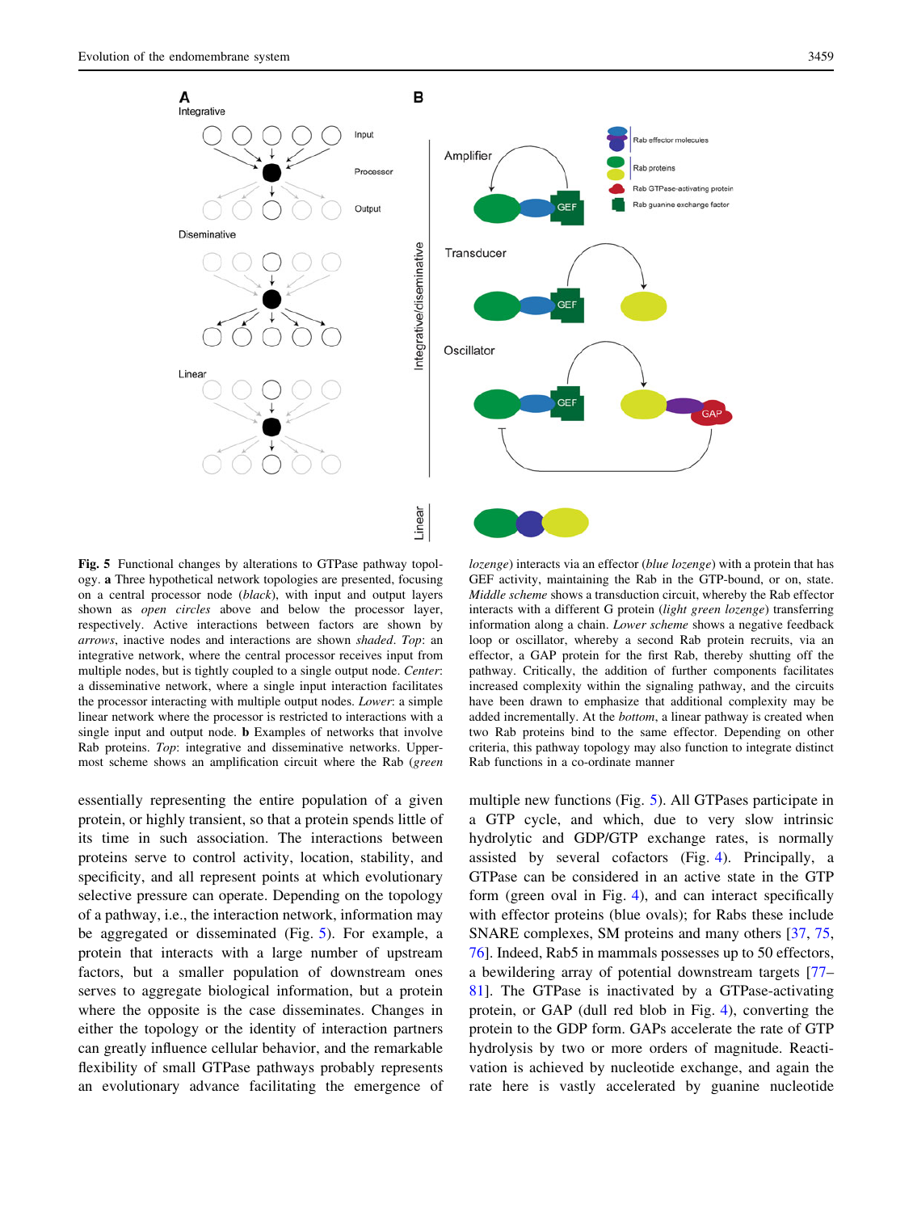**Fig. 5** Functional changes by alterations to GTPase pathway topology. **a** Three hypothetical network topologies are presented, focusing on a central processor node (*black*), with input and output layers shown as *open circles* above and below the processor layer, respectively. Active interactions between factors are shown by *arrows*, inactive nodes and interactions are shown *shaded*. *Top*: an integrative network, where the central processor receives input from multiple nodes, but is tightly coupled to a single output node. *Center*: a disseminative network, where a single input interaction facilitates the processor interacting with multiple output nodes. *Lower*: a simple linear network where the processor is restricted to interactions with a single input and output node. **b** Examples of networks that involve Rab proteins. *Top*: integrative and disseminative networks. Uppermost scheme shows an amplification circuit where the Rab (*green lozenge*) interacts via an effector (*blue lozenge*) with a protein that has GEF activity, maintaining the Rab in the GTP-bound, or on, state. *Middle scheme* shows a transduction circuit, whereby the Rab effector interacts with a different G protein (*light green lozenge*) transferring information along a chain. *Lower scheme* shows a negative feedback loop or oscillator, whereby a second Rab protein recruits, via an effector, a GAP protein for the first Rab, thereby shutting off the pathway. Critically, the addition of further components facilitates increased complexity within the signaling pathway, and the circuits have been drawn to emphasize that additional complexity may be added incrementally. At the *bottom*, a linear pathway is created when two Rab proteins bind to the same effector. Depending on other criteria, this pathway topology may also function to integrate distinct Rab functions in a co-ordinate manner

essentially representing the entire population of a given protein, or highly transient, so that a protein spends little of its time in such association. The interactions between proteins serve to control activity, location, stability, and specificity, and all represent points at which evolutionary selective pressure can operate. Depending on the topology of a pathway, i.e., the interaction network, information may be aggregated or disseminated (Fig. 5). For example, a protein that interacts with a large number of upstream factors, but a smaller population of downstream ones serves to aggregate biological information, but a protein where the opposite is the case disseminates. Changes in either the topology or the identity of interaction partners can greatly influence cellular behavior, and the remarkable flexibility of small GTPase pathways probably represents an evolutionary advance facilitating the emergence of multiple new functions (Fig. 5). All GTPases participate in a GTP cycle, and which, due to very slow intrinsic hydrolytic and GDP/GTP exchange rates, is normally assisted by several cofactors (Fig. 4). Principally, a GTPase can be considered in an active state in the GTP form (green oval in Fig. 4), and can interact specifically with effector proteins (blue ovals); for Rabs these include SNARE complexes, SM proteins and many others [37, 75, 76]. Indeed, Rab5 in mammals possesses up to 50 effectors, a bewildering array of potential downstream targets [77–81]. The GTPase is inactivated by a GTPase-activating protein, or GAP (dull red blob in Fig. 4), converting the protein to the GDP form. GAPs accelerate the rate of GTP hydrolysis by two or more orders of magnitude. Reactivation is achieved by nucleotide exchange, and again the rate here is vastly accelerated by guanine nucleotide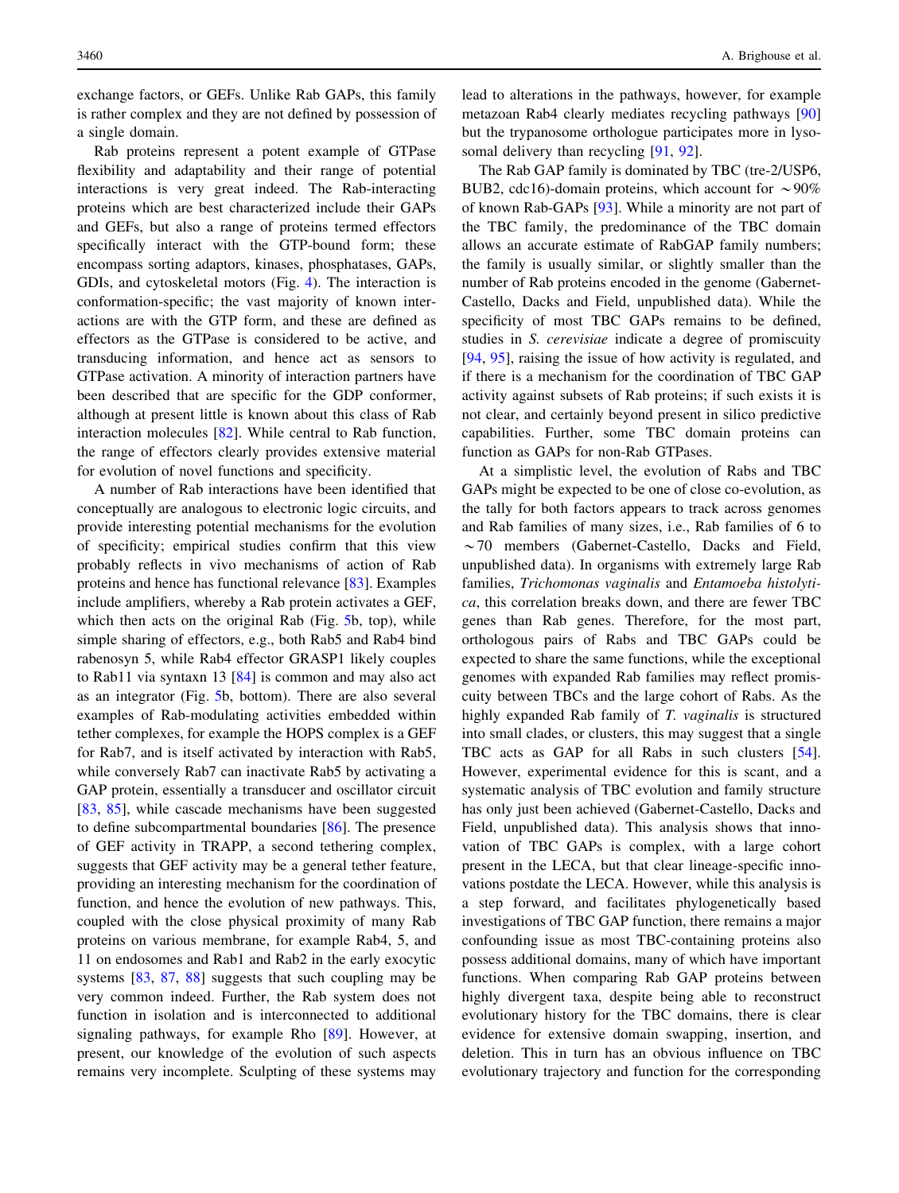exchange factors, or GEFs. Unlike Rab GAPs, this family is rather complex and they are not defined by possession of a single domain.

Rab proteins represent a potent example of GTPase flexibility and adaptability and their range of potential interactions is very great indeed. The Rab-interacting proteins which are best characterized include their GAPs and GEFs, but also a range of proteins termed effectors specifically interact with the GTP-bound form; these encompass sorting adaptors, kinases, phosphatases, GAPs, GDIs, and cytoskeletal motors (Fig. 4). The interaction is conformation-specific; the vast majority of known interactions are with the GTP form, and these are defined as effectors as the GTPase is considered to be active, and transducing information, and hence act as sensors to GTPase activation. A minority of interaction partners have been described that are specific for the GDP conformer, although at present little is known about this class of Rab interaction molecules [82]. While central to Rab function, the range of effectors clearly provides extensive material for evolution of novel functions and specificity.

A number of Rab interactions have been identified that conceptually are analogous to electronic logic circuits, and provide interesting potential mechanisms for the evolution of specificity; empirical studies confirm that this view probably reflects in vivo mechanisms of action of Rab proteins and hence has functional relevance [83]. Examples include amplifiers, whereby a Rab protein activates a GEF, which then acts on the original Rab (Fig. 5b, top), while simple sharing of effectors, e.g., both Rab5 and Rab4 bind rabenosyn 5, while Rab4 effector GRASP1 likely couples to Rab11 via syntaxn 13 [84] is common and may also act as an integrator (Fig. 5b, bottom). There are also several examples of Rab-modulating activities embedded within tether complexes, for example the HOPS complex is a GEF for Rab7, and is itself activated by interaction with Rab5, while conversely Rab7 can inactivate Rab5 by activating a GAP protein, essentially a transducer and oscillator circuit [83, 85], while cascade mechanisms have been suggested to define subcompartmental boundaries [86]. The presence of GEF activity in TRAPP, a second tethering complex, suggests that GEF activity may be a general tether feature, providing an interesting mechanism for the coordination of function, and hence the evolution of new pathways. This, coupled with the close physical proximity of many Rab proteins on various membrane, for example Rab4, 5, and 11 on endosomes and Rab1 and Rab2 in the early exocytic systems [83, 87, 88] suggests that such coupling may be very common indeed. Further, the Rab system does not function in isolation and is interconnected to additional signaling pathways, for example Rho [89]. However, at present, our knowledge of the evolution of such aspects remains very incomplete. Sculpting of these systems may lead to alterations in the pathways, however, for example metazoan Rab4 clearly mediates recycling pathways [90] but the trypanosome orthologue participates more in lysosomal delivery than recycling [91, 92].

The Rab GAP family is dominated by TBC (tre-2/USP6, BUB2, cdc16)-domain proteins, which account for ~90% of known Rab-GAPs [93]. While a minority are not part of the TBC family, the predominance of the TBC domain allows an accurate estimate of RabGAP family numbers; the family is usually similar, or slightly smaller than the number of Rab proteins encoded in the genome (Gabernet-Castello, Dacks and Field, unpublished data). While the specificity of most TBC GAPs remains to be defined, studies in *S. cerevisiae* indicate a degree of promiscuity [94, 95], raising the issue of how activity is regulated, and if there is a mechanism for the coordination of TBC GAP activity against subsets of Rab proteins; if such exists it is not clear, and certainly beyond present in silico predictive capabilities. Further, some TBC domain proteins can function as GAPs for non-Rab GTPases.

At a simplistic level, the evolution of Rabs and TBC GAPs might be expected to be one of close co-evolution, as the tally for both factors appears to track across genomes and Rab families of many sizes, i.e., Rab families of 6 to ~70 members (Gabernet-Castello, Dacks and Field, unpublished data). In organisms with extremely large Rab families, *Trichomonas vaginalis* and *Entamoeba histolytica*, this correlation breaks down, and there are fewer TBC genes than Rab genes. Therefore, for the most part, orthologous pairs of Rabs and TBC GAPs could be expected to share the same functions, while the exceptional genomes with expanded Rab families may reflect promiscuity between TBCs and the large cohort of Rabs. As the highly expanded Rab family of *T. vaginalis* is structured into small clades, or clusters, this may suggest that a single TBC acts as GAP for all Rabs in such clusters [54]. However, experimental evidence for this is scant, and a systematic analysis of TBC evolution and family structure has only just been achieved (Gabernet-Castello, Dacks and Field, unpublished data). This analysis shows that innovation of TBC GAPs is complex, with a large cohort present in the LECA, but that clear lineage-specific innovations postdate the LECA. However, while this analysis is a step forward, and facilitates phylogenetically based investigations of TBC GAP function, there remains a major confounding issue as most TBC-containing proteins also possess additional domains, many of which have important functions. When comparing Rab GAP proteins between highly divergent taxa, despite being able to reconstruct evolutionary history for the TBC domains, there is clear evidence for extensive domain swapping, insertion, and deletion. This in turn has an obvious influence on TBC evolutionary trajectory and function for the corresponding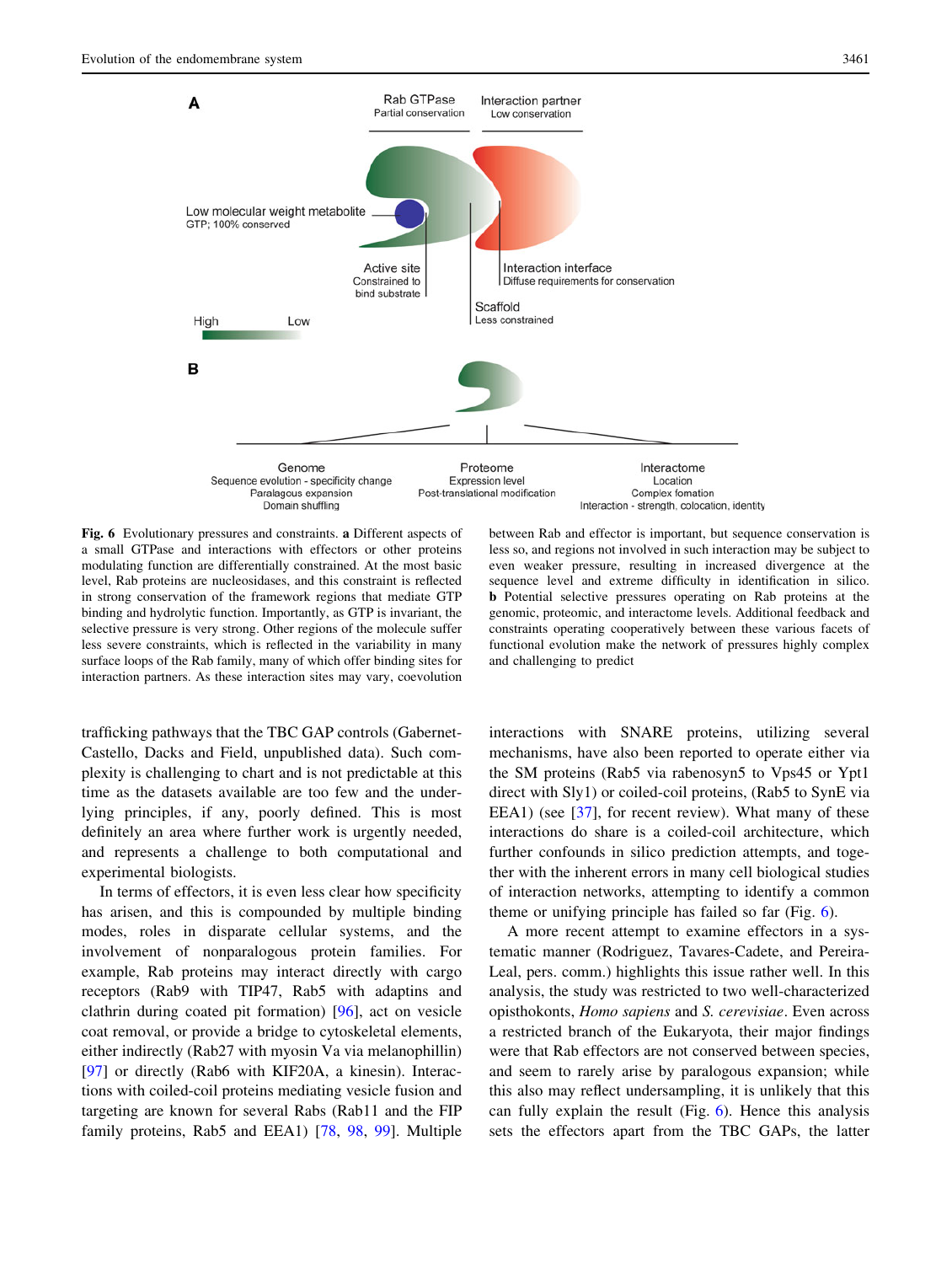**Fig. 6** Evolutionary pressures and constraints. **a** Different aspects of a small GTPase and interactions with effectors or other proteins modulating function are differentially constrained. At the most basic level, Rab proteins are nucleosidases, and this constraint is reflected in strong conservation of the framework regions that mediate GTP binding and hydrolytic function. Importantly, as GTP is invariant, the selective pressure is very strong. Other regions of the molecule suffer less severe constraints, which is reflected in the variability in many surface loops of the Rab family, many of which offer binding sites for interaction partners. As these interaction sites may vary, coevolution between Rab and effector is important, but sequence conservation is less so, and regions not involved in such interaction may be subject to even weaker pressure, resulting in increased divergence at the sequence level and extreme difficulty in identification in silico. **b** Potential selective pressures operating on Rab proteins at the genomic, proteomic, and interactome levels. Additional feedback and constraints operating cooperatively between these various facets of functional evolution make the network of pressures highly complex and challenging to predict

trafficking pathways that the TBC GAP controls (Gabernet-Castello, Dacks and Field, unpublished data). Such complexity is challenging to chart and is not predictable at this time as the datasets available are too few and the underlying principles, if any, poorly defined. This is most definitely an area where further work is urgently needed, and represents a challenge to both computational and experimental biologists.

In terms of effectors, it is even less clear how specificity has arisen, and this is compounded by multiple binding modes, roles in disparate cellular systems, and the involvement of nonparalogous protein families. For example, Rab proteins may interact directly with cargo receptors (Rab9 with TIP47, Rab5 with adaptins and clathrin during coated pit formation) [96], act on vesicle coat removal, or provide a bridge to cytoskeletal elements, either indirectly (Rab27 with myosin Va via melanophillin) [97] or directly (Rab6 with KIF20A, a kinesin). Interactions with coiled-coil proteins mediating vesicle fusion and targeting are known for several Rabs (Rab11 and the FIP family proteins, Rab5 and EEA1) [78, 98, 99]. Multiple interactions with SNARE proteins, utilizing several mechanisms, have also been reported to operate either via the SM proteins (Rab5 via rabenosyn5 to Vps45 or Ypt1 direct with Sly1) or coiled-coil proteins, (Rab5 to SynE via EEA1) (see [37], for recent review). What many of these interactions do share is a coiled-coil architecture, which further confounds in silico prediction attempts, and together with the inherent errors in many cell biological studies of interaction networks, attempting to identify a common theme or unifying principle has failed so far (Fig. 6).

A more recent attempt to examine effectors in a systematic manner (Rodriguez, Tavares-Cadete, and Pereira-Leal, pers. comm.) highlights this issue rather well. In this analysis, the study was restricted to two well-characterized opisthokonts, *Homo sapiens* and *S. cerevisiae*. Even across a restricted branch of the Eukaryota, their major findings were that Rab effectors are not conserved between species, and seem to rarely arise by paralogous expansion; while this also may reflect undersampling, it is unlikely that this can fully explain the result (Fig. 6). Hence this analysis sets the effectors apart from the TBC GAPs, the latter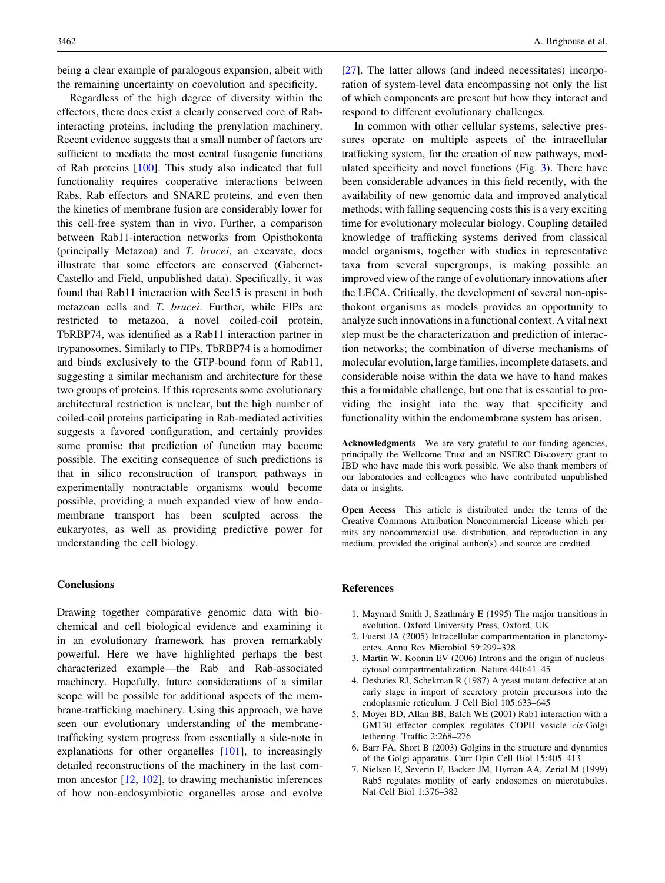being a clear example of paralogous expansion, albeit with the remaining uncertainty on coevolution and specificity.

Regardless of the high degree of diversity within the effectors, there does exist a clearly conserved core of Rab-interacting proteins, including the prenylation machinery. Recent evidence suggests that a small number of factors are sufficient to mediate the most central fusogenic functions of Rab proteins [100]. This study also indicated that full functionality requires cooperative interactions between Rabs, Rab effectors and SNARE proteins, and even then the kinetics of membrane fusion are considerably lower for this cell-free system than in vivo. Further, a comparison between Rab11-interaction networks from Opisthokonta (principally Metazoa) and *T. brucei*, an excavate, does illustrate that some effectors are conserved (Gabernet-Castello and Field, unpublished data). Specifically, it was found that Rab11 interaction with Sec15 is present in both metazoan cells and *T. brucei*. Further, while FIPs are restricted to metazoa, a novel coiled-coil protein, TbRBP74, was identified as a Rab11 interaction partner in trypanosomes. Similarly to FIPs, TbRBP74 is a homodimer and binds exclusively to the GTP-bound form of Rab11, suggesting a similar mechanism and architecture for these two groups of proteins. If this represents some evolutionary architectural restriction is unclear, but the high number of coiled-coil proteins participating in Rab-mediated activities suggests a favored configuration, and certainly provides some promise that prediction of function may become possible. The exciting consequence of such predictions is that in silico reconstruction of transport pathways in experimentally nontractable organisms would become possible, providing a much expanded view of how endomembrane transport has been sculpted across the eukaryotes, as well as providing predictive power for understanding the cell biology.

## Conclusions

Drawing together comparative genomic data with biochemical and cell biological evidence and examining it in an evolutionary framework has proven remarkably powerful. Here we have highlighted perhaps the best characterized example—the Rab and Rab-associated machinery. Hopefully, future considerations of a similar scope will be possible for additional aspects of the membrane-trafficking machinery. Using this approach, we have seen our evolutionary understanding of the membrane-trafficking system progress from essentially a side-note in explanations for other organelles [101], to increasingly detailed reconstructions of the machinery in the last common ancestor [12, 102], to drawing mechanistic inferences of how non-endosymbiotic organelles arose and evolve [27]. The latter allows (and indeed necessitates) incorporation of system-level data encompassing not only the list of which components are present but how they interact and respond to different evolutionary challenges.

In common with other cellular systems, selective pressures operate on multiple aspects of the intracellular trafficking system, for the creation of new pathways, modulated specificity and novel functions (Fig. 3). There have been considerable advances in this field recently, with the availability of new genomic data and improved analytical methods; with falling sequencing costs this is a very exciting time for evolutionary molecular biology. Coupling detailed knowledge of trafficking systems derived from classical model organisms, together with studies in representative taxa from several supergroups, is making possible an improved view of the range of evolutionary innovations after the LECA. Critically, the development of several non-opisthokont organisms as models provides an opportunity to analyze such innovations in a functional context. A vital next step must be the characterization and prediction of interaction networks; the combination of diverse mechanisms of molecular evolution, large families, incomplete datasets, and considerable noise within the data we have to hand makes this a formidable challenge, but one that is essential to providing the insight into the way that specificity and functionality within the endomembrane system has arisen.

**Acknowledgments** We are very grateful to our funding agencies, principally the Wellcome Trust and an NSERC Discovery grant to JBD who have made this work possible. We also thank members of our laboratories and colleagues who have contributed unpublished data or insights.

**Open Access** This article is distributed under the terms of the Creative Commons Attribution Noncommercial License which permits any noncommercial use, distribution, and reproduction in any medium, provided the original author(s) and source are credited.

## References

1. Maynard Smith J, Szathmáry E (1995) The major transitions in evolution. Oxford University Press, Oxford, UK
2. Fuerst JA (2005) Intracellular compartmentation in planctomycetes. Annu Rev Microbiol 59:299–328
3. Martin W, Koonin EV (2006) Introns and the origin of nucleus-cytosol compartmentalization. Nature 440:41–45
4. Deshaies RJ, Schekman R (1987) A yeast mutant defective at an early stage in import of secretory protein precursors into the endoplasmic reticulum. J Cell Biol 105:633–645
5. Moyer BD, Allan BB, Balch WE (2001) Rab1 interaction with a GM130 effector complex regulates COPII vesicle *cis*-Golgi tethering. Traffic 2:268–276
6. Barr FA, Short B (2003) Golgins in the structure and dynamics of the Golgi apparatus. Curr Opin Cell Biol 15:405–413
7. Nielsen E, Severin F, Backer JM, Hyman AA, Zerial M (1999) Rab5 regulates motility of early endosomes on microtubules. Nat Cell Biol 1:376–382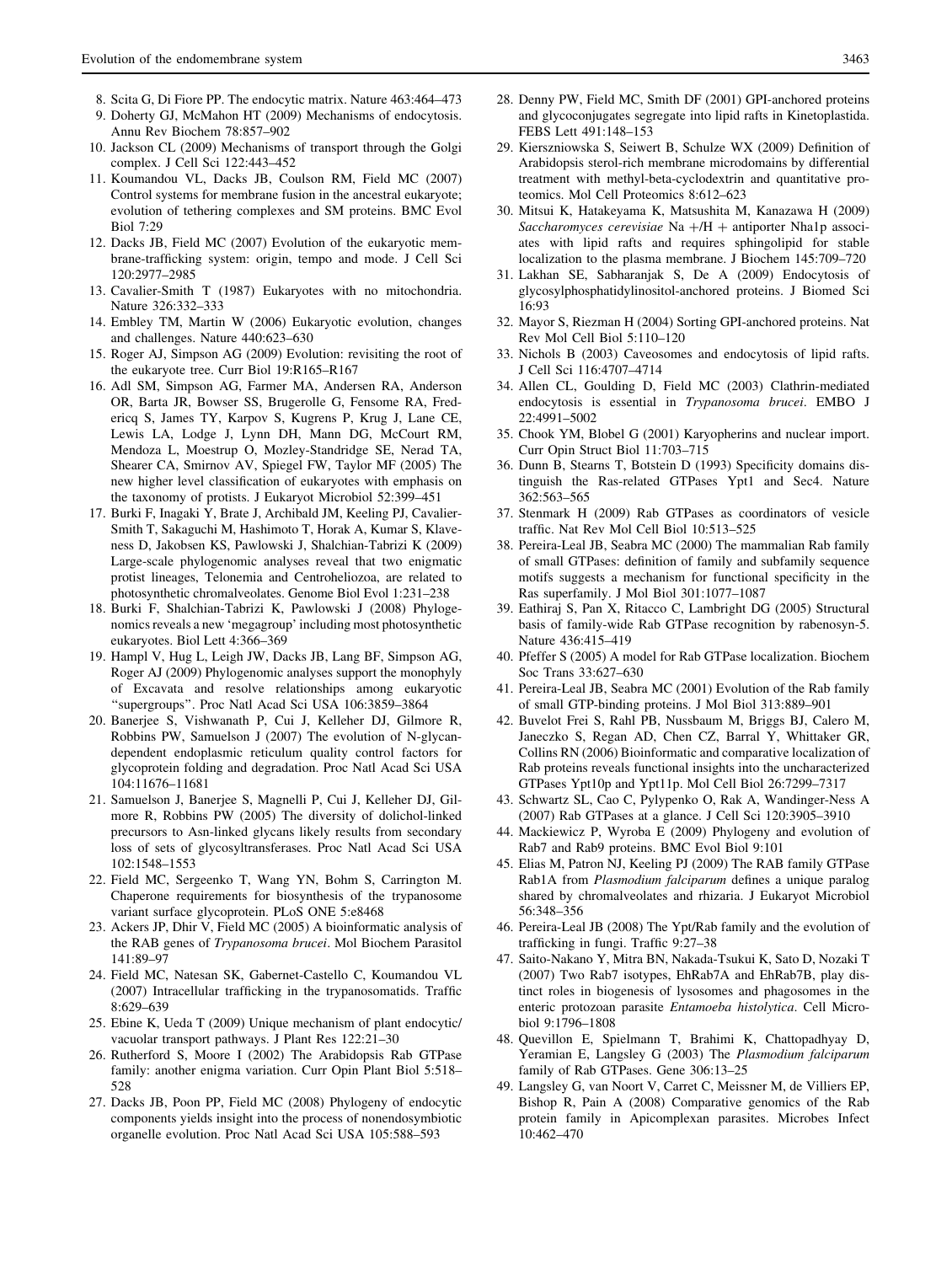8. Scita G, Di Fiore PP. The endocytic matrix. Nature 463:464–473
9. Doherty GJ, McMahon HT (2009) Mechanisms of endocytosis. Annu Rev Biochem 78:857–902
10. Jackson CL (2009) Mechanisms of transport through the Golgi complex. J Cell Sci 122:443–452
11. Koumandou VL, Dacks JB, Coulson RM, Field MC (2007) Control systems for membrane fusion in the ancestral eukaryote; evolution of tethering complexes and SM proteins. BMC Evol Biol 7:29
12. Dacks JB, Field MC (2007) Evolution of the eukaryotic membrane-trafficking system: origin, tempo and mode. J Cell Sci 120:2977–2985
13. Cavalier-Smith T (1987) Eukaryotes with no mitochondria. Nature 326:332–333
14. Embley TM, Martin W (2006) Eukaryotic evolution, changes and challenges. Nature 440:623–630
15. Roger AJ, Simpson AG (2009) Evolution: revisiting the root of the eukaryote tree. Curr Biol 19:R165–R167
16. Adl SM, Simpson AG, Farmer MA, Andersen RA, Anderson OR, Barta JR, Bowser SS, Brugerolle G, Fensome RA, Fredericq S, James TY, Karpov S, Kugrens P, Krug J, Lane CE, Lewis LA, Lodge J, Lynn DH, Mann DG, McCourt RM, Mendoza L, Moestrup O, Mozley-Standridge SE, Nerad TA, Shearer CA, Smirnov AV, Spiegel FW, Taylor MF (2005) The new higher level classification of eukaryotes with emphasis on the taxonomy of protists. J Eukaryot Microbiol 52:399–451
17. Burki F, Inagaki Y, Brate J, Archibald JM, Keeling PJ, Cavalier-Smith T, Sakaguchi M, Hashimoto T, Horak A, Kumar S, Klaveness D, Jakobsen KS, Pawlowski J, Shalchian-Tabrizi K (2009) Large-scale phylogenomic analyses reveal that two enigmatic protist lineages, Telonemia and Centroheliozoa, are related to photosynthetic chromalveolates. Genome Biol Evol 1:231–238
18. Burki F, Shalchian-Tabrizi K, Pawlowski J (2008) Phylogenomics reveals a new 'megagroup' including most photosynthetic eukaryotes. Biol Lett 4:366–369
19. Hampl V, Hug L, Leigh JW, Dacks JB, Lang BF, Simpson AG, Roger AJ (2009) Phylogenomic analyses support the monophyly of Excavata and resolve relationships among eukaryotic "supergroups". Proc Natl Acad Sci USA 106:3859–3864
20. Banerjee S, Vishwanath P, Cui J, Kelleher DJ, Gilmore R, Robbins PW, Samuelson J (2007) The evolution of N-glycan-dependent endoplasmic reticulum quality control factors for glycoprotein folding and degradation. Proc Natl Acad Sci USA 104:11676–11681
21. Samuelson J, Banerjee S, Magnelli P, Cui J, Kelleher DJ, Gilmore R, Robbins PW (2005) The diversity of dolichol-linked precursors to Asn-linked glycans likely results from secondary loss of sets of glycosyltransferases. Proc Natl Acad Sci USA 102:1548–1553
22. Field MC, Sergeenko T, Wang YN, Bohm S, Carrington M. Chaperone requirements for biosynthesis of the trypanosome variant surface glycoprotein. PLoS ONE 5:e8468
23. Ackers JP, Dhir V, Field MC (2005) A bioinformatic analysis of the RAB genes of *Trypanosoma brucei*. Mol Biochem Parasitol 141:89–97
24. Field MC, Natesan SK, Gabernet-Castello C, Koumandou VL (2007) Intracellular trafficking in the trypanosomatids. Traffic 8:629–639
25. Ebine K, Ueda T (2009) Unique mechanism of plant endocytic/vacuolar transport pathways. J Plant Res 122:21–30
26. Rutherford S, Moore I (2002) The Arabidopsis Rab GTPase family: another enigma variation. Curr Opin Plant Biol 5:518–528
27. Dacks JB, Poon PP, Field MC (2008) Phylogeny of endocytic components yields insight into the process of nonendosymbiotic organelle evolution. Proc Natl Acad Sci USA 105:588–593
28. Denny PW, Field MC, Smith DF (2001) GPI-anchored proteins and glycoconjugates segregate into lipid rafts in Kinetoplastida. FEBS Lett 491:148–153
29. Kierszniowska S, Seiwert B, Schulze WX (2009) Definition of Arabidopsis sterol-rich membrane microdomains by differential treatment with methyl-beta-cyclodextrin and quantitative proteomics. Mol Cell Proteomics 8:612–623
30. Mitsui K, Hatakeyama K, Matsushita M, Kanazawa H (2009) *Saccharomyces cerevisiae* Na +/H + antiporter Nha1p associates with lipid rafts and requires sphingolipid for stable localization to the plasma membrane. J Biochem 145:709–720
31. Lakhan SE, Sabharanjak S, De A (2009) Endocytosis of glycosylphosphatidylinositol-anchored proteins. J Biomed Sci 16:93
32. Mayor S, Riezman H (2004) Sorting GPI-anchored proteins. Nat Rev Mol Cell Biol 5:110–120
33. Nichols B (2003) Caveosomes and endocytosis of lipid rafts. J Cell Sci 116:4707–4714
34. Allen CL, Goulding D, Field MC (2003) Clathrin-mediated endocytosis is essential in *Trypanosoma brucei*. EMBO J 22:4991–5002
35. Chook YM, Blobel G (2001) Karyopherins and nuclear import. Curr Opin Struct Biol 11:703–715
36. Dunn B, Stearns T, Botstein D (1993) Specificity domains distinguish the Ras-related GTPases Ypt1 and Sec4. Nature 362:563–565
37. Stenmark H (2009) Rab GTPases as coordinators of vesicle traffic. Nat Rev Mol Cell Biol 10:513–525
38. Pereira-Leal JB, Seabra MC (2000) The mammalian Rab family of small GTPases: definition of family and subfamily sequence motifs suggests a mechanism for functional specificity in the Ras superfamily. J Mol Biol 301:1077–1087
39. Eathiraj S, Pan X, Ritacco C, Lambright DG (2005) Structural basis of family-wide Rab GTPase recognition by rabenosyn-5. Nature 436:415–419
40. Pfeffer S (2005) A model for Rab GTPase localization. Biochem Soc Trans 33:627–630
41. Pereira-Leal JB, Seabra MC (2001) Evolution of the Rab family of small GTP-binding proteins. J Mol Biol 313:889–901
42. Buvelot Frei S, Rahl PB, Nussbaum M, Briggs BJ, Calero M, Janeczko S, Regan AD, Chen CZ, Barral Y, Whittaker GR, Collins RN (2006) Bioinformatic and comparative localization of Rab proteins reveals functional insights into the uncharacterized GTPases Ypt10p and Ypt11p. Mol Cell Biol 26:7299–7317
43. Schwartz SL, Cao C, Pylypenko O, Rak A, Wandinger-Ness A (2007) Rab GTPases at a glance. J Cell Sci 120:3905–3910
44. Mackiewicz P, Wyroba E (2009) Phylogeny and evolution of Rab7 and Rab9 proteins. BMC Evol Biol 9:101
45. Elias M, Patron NJ, Keeling PJ (2009) The RAB family GTPase Rab1A from *Plasmodium falciparum* defines a unique paralog shared by chromalveolates and rhizaria. J Eukaryot Microbiol 56:348–356
46. Pereira-Leal JB (2008) The Ypt/Rab family and the evolution of trafficking in fungi. Traffic 9:27–38
47. Saito-Nakano Y, Mitra BN, Nakada-Tsukui K, Sato D, Nozaki T (2007) Two Rab7 isotypes, EhRab7A and EhRab7B, play distinct roles in biogenesis of lysosomes and phagosomes in the enteric protozoan parasite *Entamoeba histolytica*. Cell Microbiol 9:1796–1808
48. Quevillon E, Spielmann T, Brahimi K, Chattopadhyay D, Yeramian E, Langsley G (2003) The *Plasmodium falciparum* family of Rab GTPases. Gene 306:13–25
49. Langsley G, van Noort V, Carret C, Meissner M, de Villiers EP, Bishop R, Pain A (2008) Comparative genomics of the Rab protein family in Apicomplexan parasites. Microbes Infect 10:462–470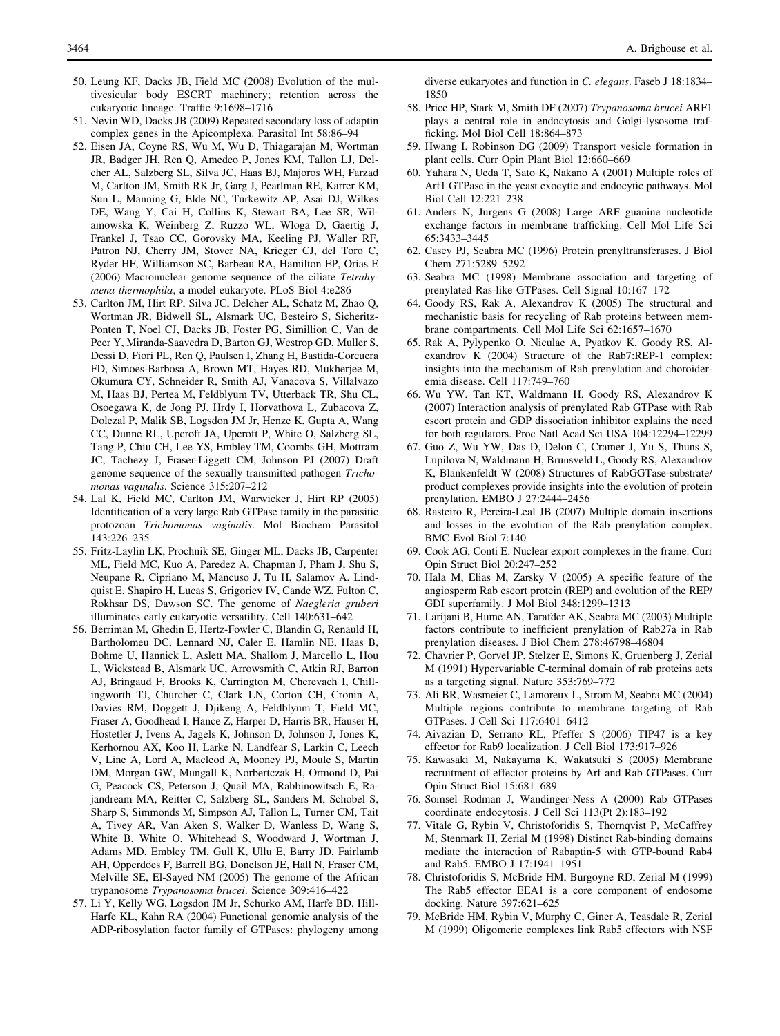50. Leung KF, Dacks JB, Field MC (2008) Evolution of the multivesicular body ESCRT machinery; retention across the eukaryotic lineage. Traffic 9:1698–1716
51. Nevin WD, Dacks JB (2009) Repeated secondary loss of adaptin complex genes in the Apicomplexa. Parasitol Int 58:86–94
52. Eisen JA, Coyne RS, Wu M, Wu D, Thiagarajan M, Wortman JR, Badger JH, Ren Q, Amedeo P, Jones KM, Tallon LJ, Delcher AL, Salzberg SL, Silva JC, Haas BJ, Majoros WH, Farzad M, Carlton JM, Smith RK Jr, Garg J, Pearlman RE, Karrer KM, Sun L, Manning G, Elde NC, Turkewitz AP, Asai DJ, Wilkes DE, Wang Y, Cai H, Collins K, Stewart BA, Lee SR, Wilamowska K, Weinberg Z, Ruzzo WL, Wloga D, Gaertig J, Frankel J, Tsao CC, Gorovsky MA, Keeling PJ, Waller RF, Patron NJ, Cherry JM, Stover NA, Krieger CJ, del Toro C, Ryder HF, Williamson SC, Barbeau RA, Hamilton EP, Orias E (2006) Macronuclear genome sequence of the ciliate *Tetrahymena thermophila*, a model eukaryote. PLoS Biol 4:e286
53. Carlton JM, Hirt RP, Silva JC, Delcher AL, Schatz M, Zhao Q, Wortman JR, Bidwell SL, Alsmark UC, Besteiro S, Sicheritz-Ponten T, Noel CJ, Dacks JB, Foster PG, Simillion C, Van de Peer Y, Miranda-Saavedra D, Barton GJ, Westrop GD, Muller S, Dessi D, Fiori PL, Ren Q, Paulsen I, Zhang H, Bastida-Corcuera FD, Simoes-Barbosa A, Brown MT, Hayes RD, Mukherjee M, Okumura CY, Schneider R, Smith AJ, Vanacova S, Villalvazo M, Haas BJ, Pertea M, Feldblyum TV, Utterback TR, Shu CL, Osoegawa K, de Jong PJ, Hrdy I, Horvathova L, Zubacova Z, Dolezal P, Malik SB, Logsdon JM Jr, Henze K, Gupta A, Wang CC, Dunne RL, Upcroft JA, Upcroft P, White O, Salzberg SL, Tang P, Chiu CH, Lee YS, Embley TM, Coombs GH, Mottram JC, Tachezy J, Fraser-Liggett CM, Johnson PJ (2007) Draft genome sequence of the sexually transmitted pathogen *Trichomonas vaginalis*. Science 315:207–212
54. Lal K, Field MC, Carlton JM, Warwicker J, Hirt RP (2005) Identification of a very large Rab GTPase family in the parasitic protozoan *Trichomonas vaginalis*. Mol Biochem Parasitol 143:226–235
55. Fritz-Laylin LK, Prochnik SE, Ginger ML, Dacks JB, Carpenter ML, Field MC, Kuo A, Paredez A, Chapman J, Pham J, Shu S, Neupane R, Cipriano M, Mancuso J, Tu H, Salamov A, Lindquist E, Shapiro H, Lucas S, Grigoriev IV, Cande WZ, Fulton C, Rokhsar DS, Dawson SC. The genome of *Naegleria gruberi* illuminates early eukaryotic versatility. Cell 140:631–642
56. Berriman M, Ghedin E, Hertz-Fowler C, Blandin G, Renauld H, Bartholomeu DC, Lennard NJ, Caler E, Hamlin NE, Haas B, Bohme U, Hannick L, Aslett MA, Shallom J, Marcello L, Hou L, Wickstead B, Alsmark UC, Arrowsmith C, Atkin RJ, Barron AJ, Bringaud F, Brooks K, Carrington M, Cherevach I, Chillingworth TJ, Churcher C, Clark LN, Corton CH, Cronin A, Davies RM, Doggett J, Djikeng A, Feldblyum T, Field MC, Fraser A, Goodhead I, Hance Z, Harper D, Harris BR, Hauser H, Hostetler J, Ivens A, Jagels K, Johnson D, Johnson J, Jones K, Kerhornou AX, Koo H, Larke N, Landfear S, Larkin C, Leech V, Line A, Lord A, Macleod A, Mooney PJ, Moule S, Martin DM, Morgan GW, Mungall K, Norbertczak H, Ormond D, Pai G, Peacock CS, Peterson J, Quail MA, Rabbinowitsch E, Rajandream MA, Reitter C, Salzberg SL, Sanders M, Schobel S, Sharp S, Simmonds M, Simpson AJ, Tallon L, Turner CM, Tait A, Tivey AR, Van Aken S, Walker D, Wanless D, Wang S, White B, White O, Whitehead S, Woodward J, Wortman J, Adams MD, Embley TM, Gull K, Ullu E, Barry JD, Fairlamb AH, Opperdoes F, Barrell BG, Donelson JE, Hall N, Fraser CM, Melville SE, El-Sayed NM (2005) The genome of the African trypanosome *Trypanosoma brucei*. Science 309:416–422
57. Li Y, Kelly WG, Logsdon JM Jr, Schurko AM, Harfe BD, Hill-Harfe KL, Kahn RA (2004) Functional genomic analysis of the ADP-ribosylation factor family of GTPases: phylogeny among diverse eukaryotes and function in *C. elegans*. Faseb J 18:1834–1850
58. Price HP, Stark M, Smith DF (2007) *Trypanosoma brucei* ARF1 plays a central role in endocytosis and Golgi-lysosome trafficking. Mol Biol Cell 18:864–873
59. Hwang I, Robinson DG (2009) Transport vesicle formation in plant cells. Curr Opin Plant Biol 12:660–669
60. Yahara N, Ueda T, Sato K, Nakano A (2001) Multiple roles of Arf1 GTPase in the yeast exocytic and endocytic pathways. Mol Biol Cell 12:221–238
61. Anders N, Jurgens G (2008) Large ARF guanine nucleotide exchange factors in membrane trafficking. Cell Mol Life Sci 65:3433–3445
62. Casey PJ, Seabra MC (1996) Protein prenyltransferases. J Biol Chem 271:5289–5292
63. Seabra MC (1998) Membrane association and targeting of prenylated Ras-like GTPases. Cell Signal 10:167–172
64. Goody RS, Rak A, Alexandrov K (2005) The structural and mechanistic basis for recycling of Rab proteins between membrane compartments. Cell Mol Life Sci 62:1657–1670
65. Rak A, Pylypenko O, Niculae A, Pyatkov K, Goody RS, Alexandrov K (2004) Structure of the Rab7:REP-1 complex: insights into the mechanism of Rab prenylation and choroideremia disease. Cell 117:749–760
66. Wu YW, Tan KT, Waldmann H, Goody RS, Alexandrov K (2007) Interaction analysis of prenylated Rab GTPase with Rab escort protein and GDP dissociation inhibitor explains the need for both regulators. Proc Natl Acad Sci USA 104:12294–12299
67. Guo Z, Wu YW, Das D, Delon C, Cramer J, Yu S, Thuns S, Lupilova N, Waldmann H, Brunsveld L, Goody RS, Alexandrov K, Blankenfeldt W (2008) Structures of RabGGTase-substrate/product complexes provide insights into the evolution of protein prenylation. EMBO J 27:2444–2456
68. Rasteiro R, Pereira-Leal JB (2007) Multiple domain insertions and losses in the evolution of the Rab prenylation complex. BMC Evol Biol 7:140
69. Cook AG, Conti E. Nuclear export complexes in the frame. Curr Opin Struct Biol 20:247–252
70. Hala M, Elias M, Zarsky V (2005) A specific feature of the angiosperm Rab escort protein (REP) and evolution of the REP/GDI superfamily. J Mol Biol 348:1299–1313
71. Larijani B, Hume AN, Tarafder AK, Seabra MC (2003) Multiple factors contribute to inefficient prenylation of Rab27a in Rab prenylation diseases. J Biol Chem 278:46798–46804
72. Chavrier P, Gorvel JP, Stelzer E, Simons K, Gruenberg J, Zerial M (1991) Hypervariable C-terminal domain of rab proteins acts as a targeting signal. Nature 353:769–772
73. Ali BR, Wasmeier C, Lamoreux L, Strom M, Seabra MC (2004) Multiple regions contribute to membrane targeting of Rab GTPases. J Cell Sci 117:6401–6412
74. Aivazian D, Serrano RL, Pfeffer S (2006) TIP47 is a key effector for Rab9 localization. J Cell Biol 173:917–926
75. Kawasaki M, Nakayama K, Wakatsuki S (2005) Membrane recruitment of effector proteins by Arf and Rab GTPases. Curr Opin Struct Biol 15:681–689
76. Somsel Rodman J, Wandinger-Ness A (2000) Rab GTPases coordinate endocytosis. J Cell Sci 113(Pt 2):183–192
77. Vitale G, Rybin V, Christoforidis S, Thornqvist P, McCaffrey M, Stenmark H, Zerial M (1998) Distinct Rab-binding domains mediate the interaction of Rabaptin-5 with GTP-bound Rab4 and Rab5. EMBO J 17:1941–1951
78. Christoforidis S, McBride HM, Burgoyne RD, Zerial M (1999) The Rab5 effector EEA1 is a core component of endosome docking. Nature 397:621–625
79. McBride HM, Rybin V, Murphy C, Giner A, Teasdale R, Zerial M (1999) Oligomeric complexes link Rab5 effectors with NSF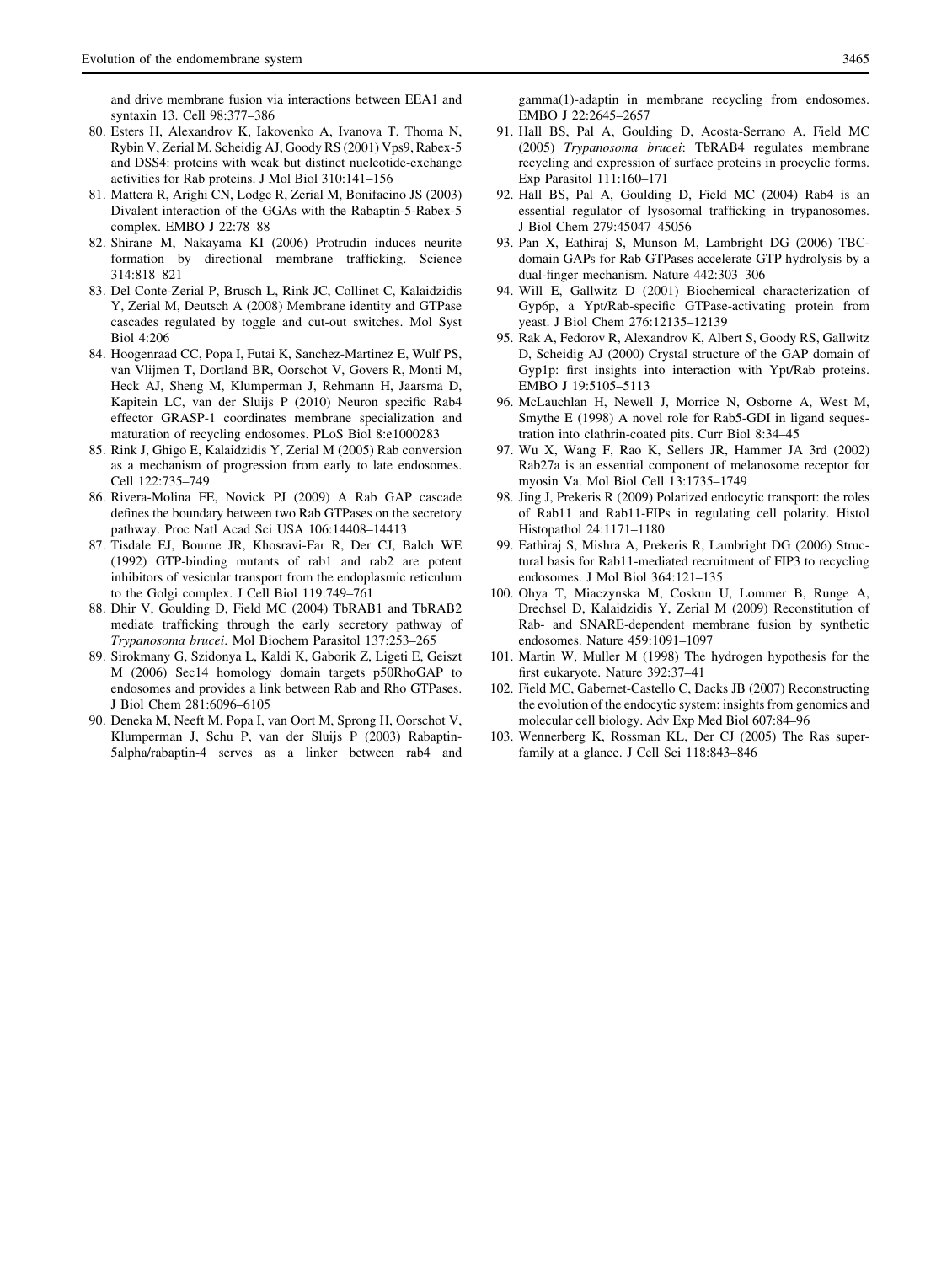and drive membrane fusion via interactions between EEA1 and syntaxin 13. Cell 98:377–386

80. Esters H, Alexandrov K, Iakovenko A, Ivanova T, Thoma N, Rybin V, Zerial M, Scheidig AJ, Goody RS (2001) Vps9, Rabex-5 and DSS4: proteins with weak but distinct nucleotide-exchange activities for Rab proteins. J Mol Biol 310:141–156
81. Mattera R, Arighi CN, Lodge R, Zerial M, Bonifacino JS (2003) Divalent interaction of the GGAs with the Rabaptin-5-Rabex-5 complex. EMBO J 22:78–88
82. Shirane M, Nakayama KI (2006) Protrudin induces neurite formation by directional membrane trafficking. Science 314:818–821
83. Del Conte-Zerial P, Brusch L, Rink JC, Collinet C, Kalaidzidis Y, Zerial M, Deutsch A (2008) Membrane identity and GTPase cascades regulated by toggle and cut-out switches. Mol Syst Biol 4:206
84. Hoogenraad CC, Popa I, Futai K, Sanchez-Martinez E, Wulf PS, van Vlijmen T, Dortland BR, Oorschot V, Govers R, Monti M, Heck AJ, Sheng M, Klumperman J, Rehmann H, Jaarsma D, Kapitein LC, van der Sluijs P (2010) Neuron specific Rab4 effector GRASP-1 coordinates membrane specialization and maturation of recycling endosomes. PLoS Biol 8:e1000283
85. Rink J, Ghigo E, Kalaidzidis Y, Zerial M (2005) Rab conversion as a mechanism of progression from early to late endosomes. Cell 122:735–749
86. Rivera-Molina FE, Novick PJ (2009) A Rab GAP cascade defines the boundary between two Rab GTPases on the secretory pathway. Proc Natl Acad Sci USA 106:14408–14413
87. Tisdale EJ, Bourne JR, Khosravi-Far R, Der CJ, Balch WE (1992) GTP-binding mutants of rab1 and rab2 are potent inhibitors of vesicular transport from the endoplasmic reticulum to the Golgi complex. J Cell Biol 119:749–761
88. Dhir V, Goulding D, Field MC (2004) TbRAB1 and TbRAB2 mediate trafficking through the early secretory pathway of *Trypanosoma brucei*. Mol Biochem Parasitol 137:253–265
89. Sirokmany G, Szidonya L, Kaldi K, Gaborik Z, Ligeti E, Geiszt M (2006) Sec14 homology domain targets p50RhoGAP to endosomes and provides a link between Rab and Rho GTPases. J Biol Chem 281:6096–6105
90. Deneka M, Neeft M, Popa I, van Oort M, Sprong H, Oorschot V, Klumperman J, Schu P, van der Sluijs P (2003) Rabaptin-5alpha/rabaptin-4 serves as a linker between rab4 and gamma(1)-adaptin in membrane recycling from endosomes. EMBO J 22:2645–2657
91. Hall BS, Pal A, Goulding D, Acosta-Serrano A, Field MC (2005) *Trypanosoma brucei*: TbRAB4 regulates membrane recycling and expression of surface proteins in procyclic forms. Exp Parasitol 111:160–171
92. Hall BS, Pal A, Goulding D, Field MC (2004) Rab4 is an essential regulator of lysosomal trafficking in trypanosomes. J Biol Chem 279:45047–45056
93. Pan X, Eathiraj S, Munson M, Lambright DG (2006) TBC-domain GAPs for Rab GTPases accelerate GTP hydrolysis by a dual-finger mechanism. Nature 442:303–306
94. Will E, Gallwitz D (2001) Biochemical characterization of Gyp6p, a Ypt/Rab-specific GTPase-activating protein from yeast. J Biol Chem 276:12135–12139
95. Rak A, Fedorov R, Alexandrov K, Albert S, Goody RS, Gallwitz D, Scheidig AJ (2000) Crystal structure of the GAP domain of Gyp1p: first insights into interaction with Ypt/Rab proteins. EMBO J 19:5105–5113
96. McLauchlan H, Newell J, Morrice N, Osborne A, West M, Smythe E (1998) A novel role for Rab5-GDI in ligand sequestration into clathrin-coated pits. Curr Biol 8:34–45
97. Wu X, Wang F, Rao K, Sellers JR, Hammer JA 3rd (2002) Rab27a is an essential component of melanosome receptor for myosin Va. Mol Biol Cell 13:1735–1749
98. Jing J, Prekeris R (2009) Polarized endocytic transport: the roles of Rab11 and Rab11-FIPs in regulating cell polarity. Histol Histopathol 24:1171–1180
99. Eathiraj S, Mishra A, Prekeris R, Lambright DG (2006) Structural basis for Rab11-mediated recruitment of FIP3 to recycling endosomes. J Mol Biol 364:121–135
100. Ohya T, Miaczynska M, Coskun U, Lommer B, Runge A, Drechsel D, Kalaidzidis Y, Zerial M (2009) Reconstitution of Rab- and SNARE-dependent membrane fusion by synthetic endosomes. Nature 459:1091–1097
101. Martin W, Muller M (1998) The hydrogen hypothesis for the first eukaryote. Nature 392:37–41
102. Field MC, Gabernet-Castello C, Dacks JB (2007) Reconstructing the evolution of the endocytic system: insights from genomics and molecular cell biology. Adv Exp Med Biol 607:84–96
103. Wennerberg K, Rossman KL, Der CJ (2005) The Ras superfamily at a glance. J Cell Sci 118:843–846